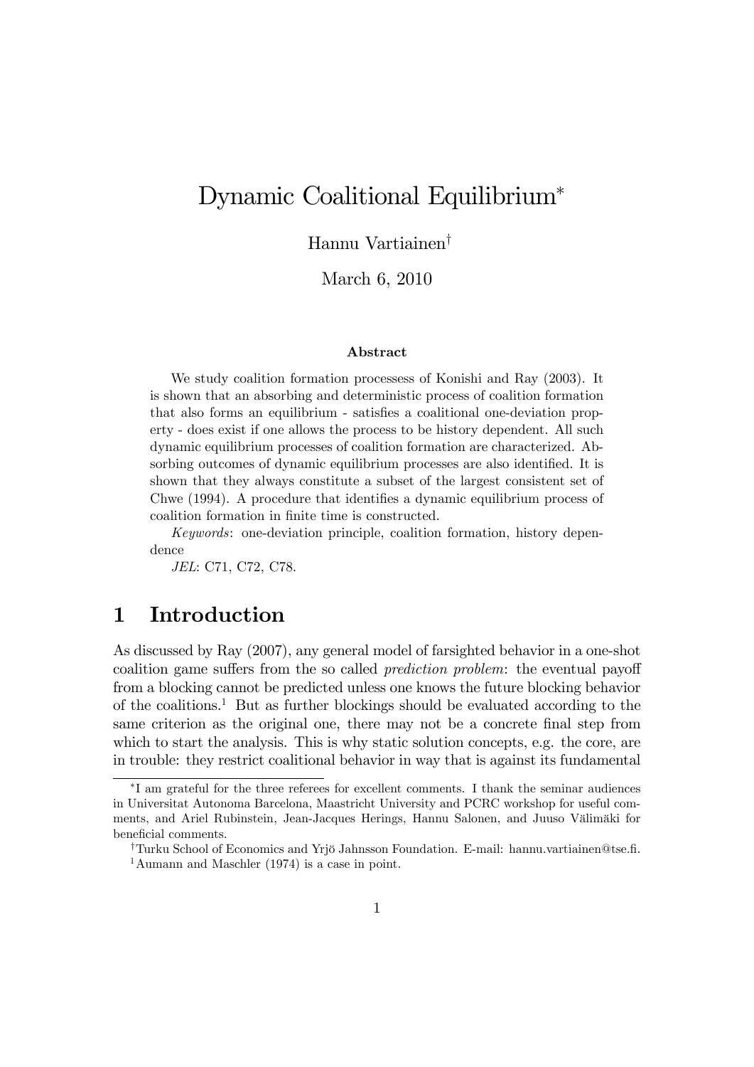# Dynamic Coalitional Equilibrium*

Hannu Vartiainen†

March 6, 2010

### Abstract

We study coalition formation processess of Konishi and Ray (2003). It is shown that an absorbing and deterministic process of coalition formation that also forms an equilibrium - satisfies a coalitional one-deviation property - does exist if one allows the process to be history dependent. All such dynamic equilibrium processes of coalition formation are characterized. Absorbing outcomes of dynamic equilibrium processes are also identified. It is shown that they always constitute a subset of the largest consistent set of Chwe (1994). A procedure that identifies a dynamic equilibrium process of coalition formation in finite time is constructed.

*Keywords*: one-deviation principle, coalition formation, history dependence

*JEL*: C71, C72, C78.

## 1 Introduction

As discussed by Ray (2007), any general model of farsighted behavior in a one-shot coalition game suffers from the so called *prediction problem*: the eventual payoff from a blocking cannot be predicted unless one knows the future blocking behavior of the coalitions.[1] But as further blockings should be evaluated according to the same criterion as the original one, there may not be a concrete final step from which to start the analysis. This is why static solution concepts, e.g. the core, are in trouble: they restrict coalitional behavior in way that is against its fundamental

---

*I am grateful for the three referees for excellent comments. I thank the seminar audiences in Universitat Autonoma Barcelona, Maastricht University and PCRC workshop for useful comments, and Ariel Rubinstein, Jean-Jacques Herings, Hannu Salonen, and Juuso Välimäki for beneficial comments.

†Turku School of Economics and Yrjö Jahnsson Foundation. E-mail: hannu.vartiainen@tse.fi.

[1] Aumann and Maschler (1974) is a case in point.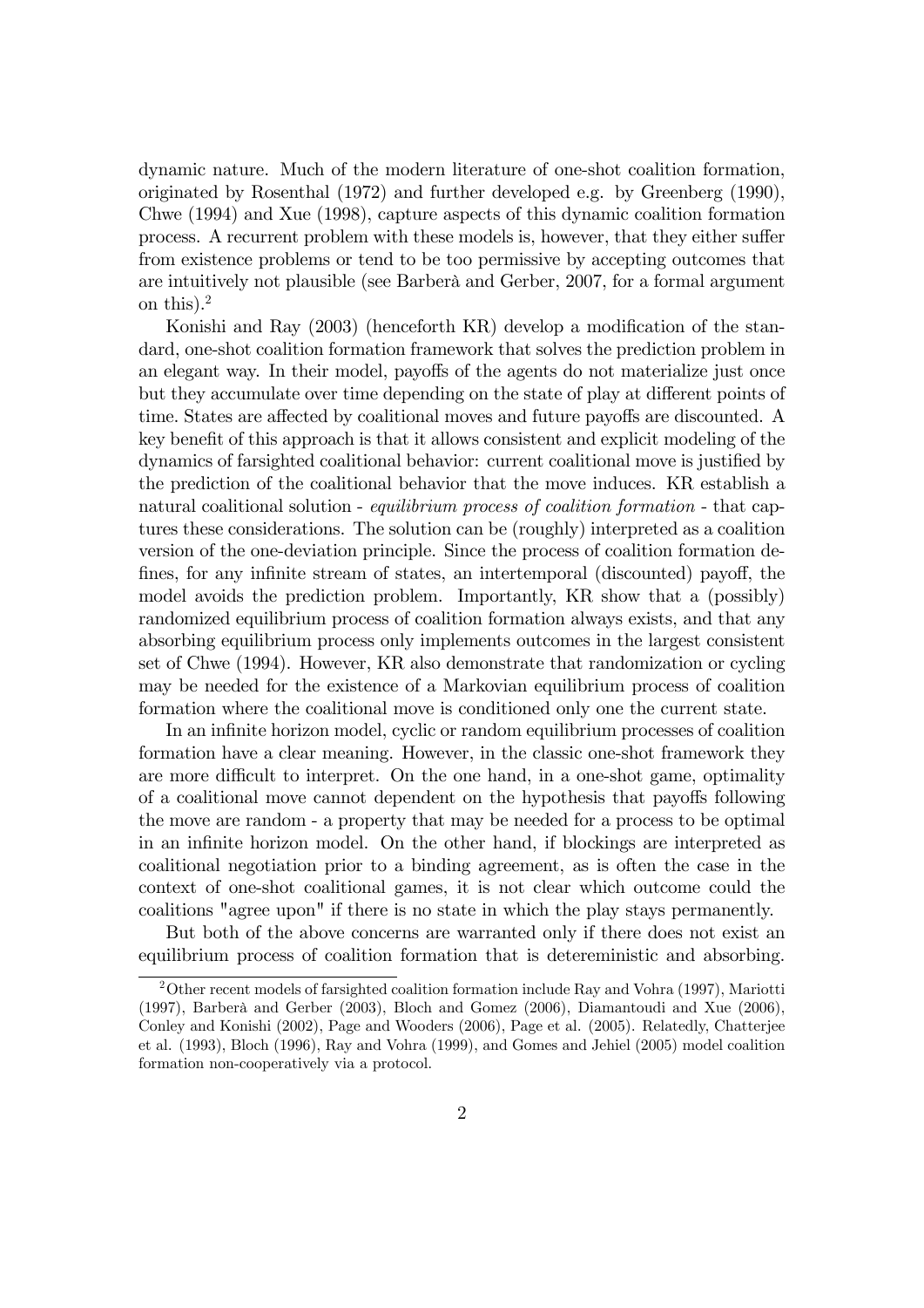dynamic nature. Much of the modern literature of one-shot coalition formation, originated by Rosenthal (1972) and further developed e.g. by Greenberg (1990), Chwe (1994) and Xue (1998), capture aspects of this dynamic coalition formation process. A recurrent problem with these models is, however, that they either suffer from existence problems or tend to be too permissive by accepting outcomes that are intuitively not plausible (see Barberà and Gerber, 2007, for a formal argument on this).[2]

Konishi and Ray (2003) (henceforth KR) develop a modification of the standard, one-shot coalition formation framework that solves the prediction problem in an elegant way. In their model, payoffs of the agents do not materialize just once but they accumulate over time depending on the state of play at different points of time. States are affected by coalitional moves and future payoffs are discounted. A key benefit of this approach is that it allows consistent and explicit modeling of the dynamics of farsighted coalitional behavior: current coalitional move is justified by the prediction of the coalitional behavior that the move induces. KR establish a natural coalitional solution - *equilibrium process of coalition formation* - that captures these considerations. The solution can be (roughly) interpreted as a coalition version of the one-deviation principle. Since the process of coalition formation defines, for any infinite stream of states, an intertemporal (discounted) payoff, the model avoids the prediction problem. Importantly, KR show that a (possibly) randomized equilibrium process of coalition formation always exists, and that any absorbing equilibrium process only implements outcomes in the largest consistent set of Chwe (1994). However, KR also demonstrate that randomization or cycling may be needed for the existence of a Markovian equilibrium process of coalition formation where the coalitional move is conditioned only one the current state.

In an infinite horizon model, cyclic or random equilibrium processes of coalition formation have a clear meaning. However, in the classic one-shot framework they are more difficult to interpret. On the one hand, in a one-shot game, optimality of a coalitional move cannot dependent on the hypothesis that payoffs following the move are random - a property that may be needed for a process to be optimal in an infinite horizon model. On the other hand, if blockings are interpreted as coalitional negotiation prior to a binding agreement, as is often the case in the context of one-shot coalitional games, it is not clear which outcome could the coalitions "agree upon" if there is no state in which the play stays permanently.

But both of the above concerns are warranted only if there does not exist an equilibrium process of coalition formation that is detereministic and absorbing.

[2] Other recent models of farsighted coalition formation include Ray and Vohra (1997), Mariotti (1997), Barberà and Gerber (2003), Bloch and Gomez (2006), Diamantoudi and Xue (2006), Conley and Konishi (2002), Page and Wooders (2006), Page et al. (2005). Relatedly, Chatterjee et al. (1993), Bloch (1996), Ray and Vohra (1999), and Gomes and Jehiel (2005) model coalition formation non-cooperatively via a protocol.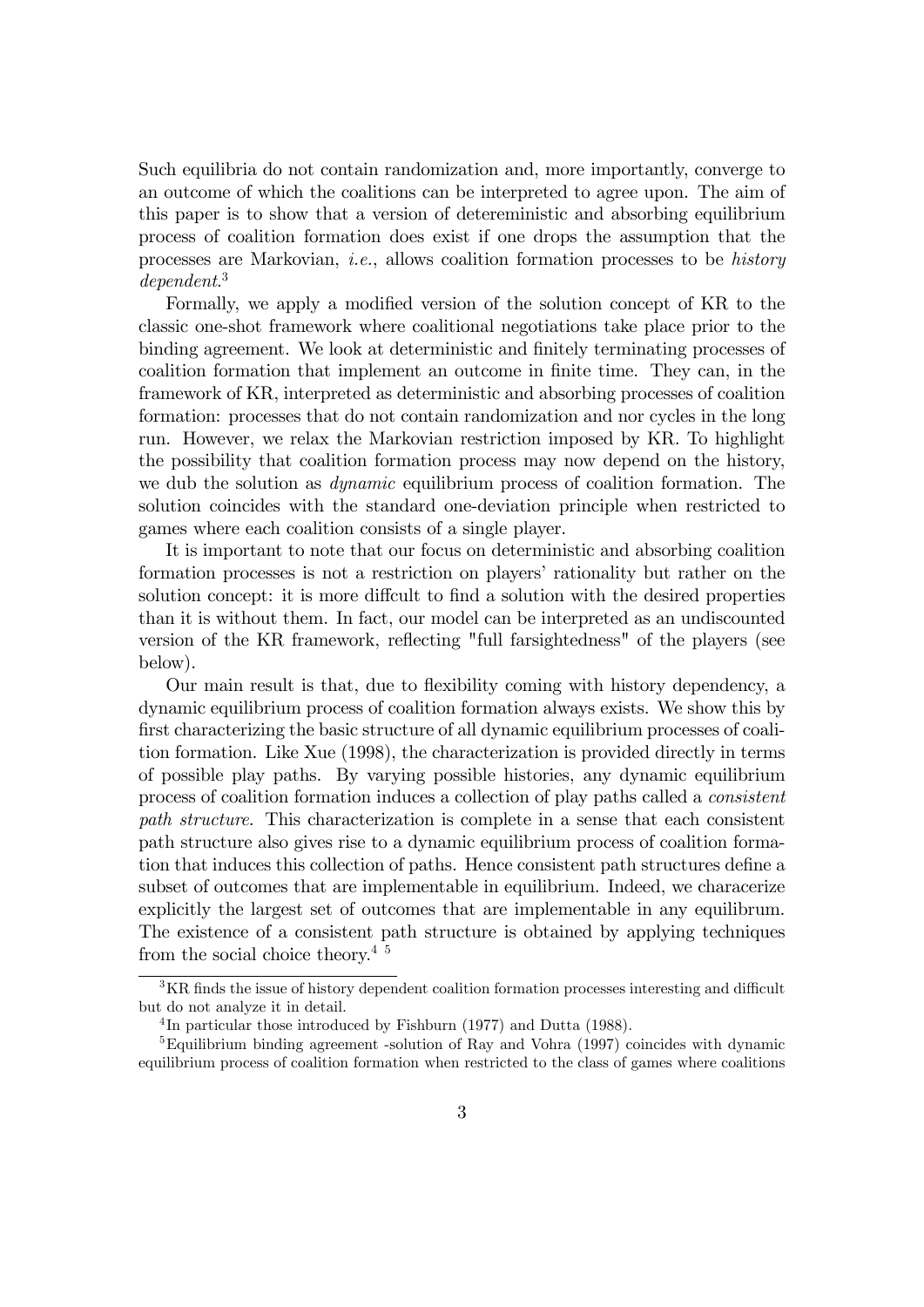Such equilibria do not contain randomization and, more importantly, converge to an outcome of which the coalitions can be interpreted to agree upon. The aim of this paper is to show that a version of detereministic and absorbing equilibrium process of coalition formation does exist if one drops the assumption that the processes are Markovian, *i.e.*, allows coalition formation processes to be *history dependent*.[3]

Formally, we apply a modified version of the solution concept of KR to the classic one-shot framework where coalitional negotiations take place prior to the binding agreement. We look at deterministic and finitely terminating processes of coalition formation that implement an outcome in finite time. They can, in the framework of KR, interpreted as deterministic and absorbing processes of coalition formation: processes that do not contain randomization and nor cycles in the long run. However, we relax the Markovian restriction imposed by KR. To highlight the possibility that coalition formation process may now depend on the history, we dub the solution as *dynamic* equilibrium process of coalition formation. The solution coincides with the standard one-deviation principle when restricted to games where each coalition consists of a single player.

It is important to note that our focus on deterministic and absorbing coalition formation processes is not a restriction on players' rationality but rather on the solution concept: it is more diffcult to find a solution with the desired properties than it is without them. In fact, our model can be interpreted as an undiscounted version of the KR framework, reflecting "full farsightedness" of the players (see below).

Our main result is that, due to flexibility coming with history dependency, a dynamic equilibrium process of coalition formation always exists. We show this by first characterizing the basic structure of all dynamic equilibrium processes of coalition formation. Like Xue (1998), the characterization is provided directly in terms of possible play paths. By varying possible histories, any dynamic equilibrium process of coalition formation induces a collection of play paths called a *consistent path structure*. This characterization is complete in a sense that each consistent path structure also gives rise to a dynamic equilibrium process of coalition formation that induces this collection of paths. Hence consistent path structures define a subset of outcomes that are implementable in equilibrium. Indeed, we characerize explicitly the largest set of outcomes that are implementable in any equilibrum. The existence of a consistent path structure is obtained by applying techniques from the social choice theory.[4] [5]

---

[3] KR finds the issue of history dependent coalition formation processes interesting and difficult but do not analyze it in detail.

[4] In particular those introduced by Fishburn (1977) and Dutta (1988).

[5] Equilibrium binding agreement -solution of Ray and Vohra (1997) coincides with dynamic equilibrium process of coalition formation when restricted to the class of games where coalitions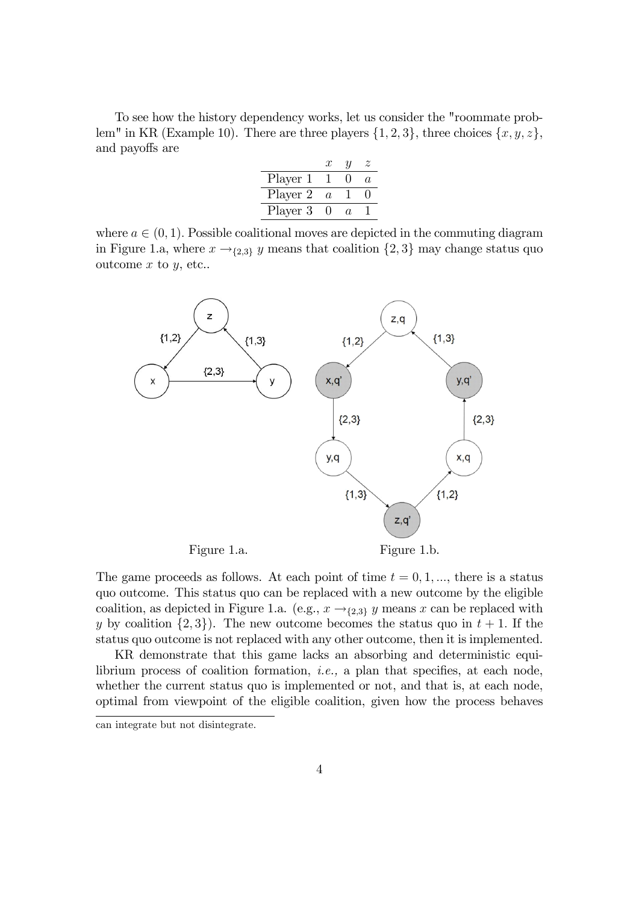To see how the history dependency works, let us consider the "roommate problem" in KR (Example 10). There are three players $\{1, 2, 3\}$, three choices $\{x, y, z\}$, and payoffs are

| | $x$ | $y$ | $z$ |
|---|---|---|---|
| Player 1 | 1 | 0 | $a$ |
| Player 2 | $a$ | 1 | 0 |
| Player 3 | 0 | $a$ | 1 |

where $a \in (0, 1)$. Possible coalitional moves are depicted in the commuting diagram in Figure 1.a, where $x \rightarrow_{\{2,3\}} y$ means that coalition $\{2, 3\}$ may change status quo outcome $x$ to $y$, etc..

Figure 1.a.

Figure 1.b.

The game proceeds as follows. At each point of time $t = 0, 1, ...$, there is a status quo outcome. This status quo can be replaced with a new outcome by the eligible coalition, as depicted in Figure 1.a. (e.g., $x \rightarrow_{\{2,3\}} y$ means $x$ can be replaced with $y$ by coalition $\{2, 3\}$). The new outcome becomes the status quo in $t + 1$. If the status quo outcome is not replaced with any other outcome, then it is implemented.

KR demonstrate that this game lacks an absorbing and deterministic equilibrium process of coalition formation, *i.e.,* a plan that specifies, at each node, whether the current status quo is implemented or not, and that is, at each node, optimal from viewpoint of the eligible coalition, given how the process behaves

can integrate but not disintegrate.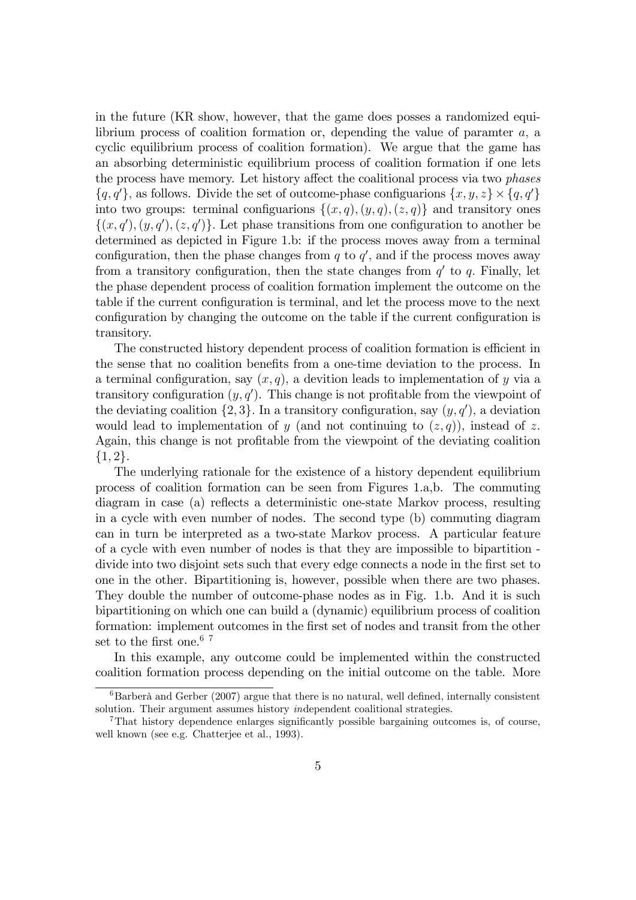in the future (KR show, however, that the game does posses a randomized equilibrium process of coalition formation or, depending the value of paramter $a$, a cyclic equilibrium process of coalition formation). We argue that the game has an absorbing deterministic equilibrium process of coalition formation if one lets the process have memory. Let history affect the coalitional process via two *phases* $\{q, q'\}$, as follows. Divide the set of outcome-phase configuarions $\{x, y, z\} \times \{q, q'\}$ into two groups: terminal configuarions $\{(x, q), (y, q), (z, q)\}$ and transitory ones $\{(x, q'), (y, q'), (z, q')\}$. Let phase transitions from one configuration to another be determined as depicted in Figure 1.b: if the process moves away from a terminal configuration, then the phase changes from $q$ to $q'$, and if the process moves away from a transitory configuration, then the state changes from $q'$ to $q$. Finally, let the phase dependent process of coalition formation implement the outcome on the table if the current configuration is terminal, and let the process move to the next configuration by changing the outcome on the table if the current configuration is transitory.

The constructed history dependent process of coalition formation is efficient in the sense that no coalition benefits from a one-time deviation to the process. In a terminal configuration, say $(x, q)$, a devition leads to implementation of $y$ via a transitory configuration $(y, q')$. This change is not profitable from the viewpoint of the deviating coalition $\{2, 3\}$. In a transitory configuration, say $(y, q')$, a deviation would lead to implementation of $y$ (and not continuing to $(z, q)$), instead of $z$. Again, this change is not profitable from the viewpoint of the deviating coalition $\{1, 2\}$.

The underlying rationale for the existence of a history dependent equilibrium process of coalition formation can be seen from Figures 1.a,b. The commuting diagram in case (a) reflects a deterministic one-state Markov process, resulting in a cycle with even number of nodes. The second type (b) commuting diagram can in turn be interpreted as a two-state Markov process. A particular feature of a cycle with even number of nodes is that they are impossible to bipartition - divide into two disjoint sets such that every edge connects a node in the first set to one in the other. Bipartitioning is, however, possible when there are two phases. They double the number of outcome-phase nodes as in Fig. 1.b. And it is such bipartitioning on which one can build a (dynamic) equilibrium process of coalition formation: implement outcomes in the first set of nodes and transit from the other set to the first one.[6] [7]

In this example, any outcome could be implemented within the constructed coalition formation process depending on the initial outcome on the table. More

---

[6] Barberà and Gerber (2007) argue that there is no natural, well defined, internally consistent solution. Their argument assumes history *in*dependent coalitional strategies.

[7] That history dependence enlarges significantly possible bargaining outcomes is, of course, well known (see e.g. Chatterjee et al., 1993).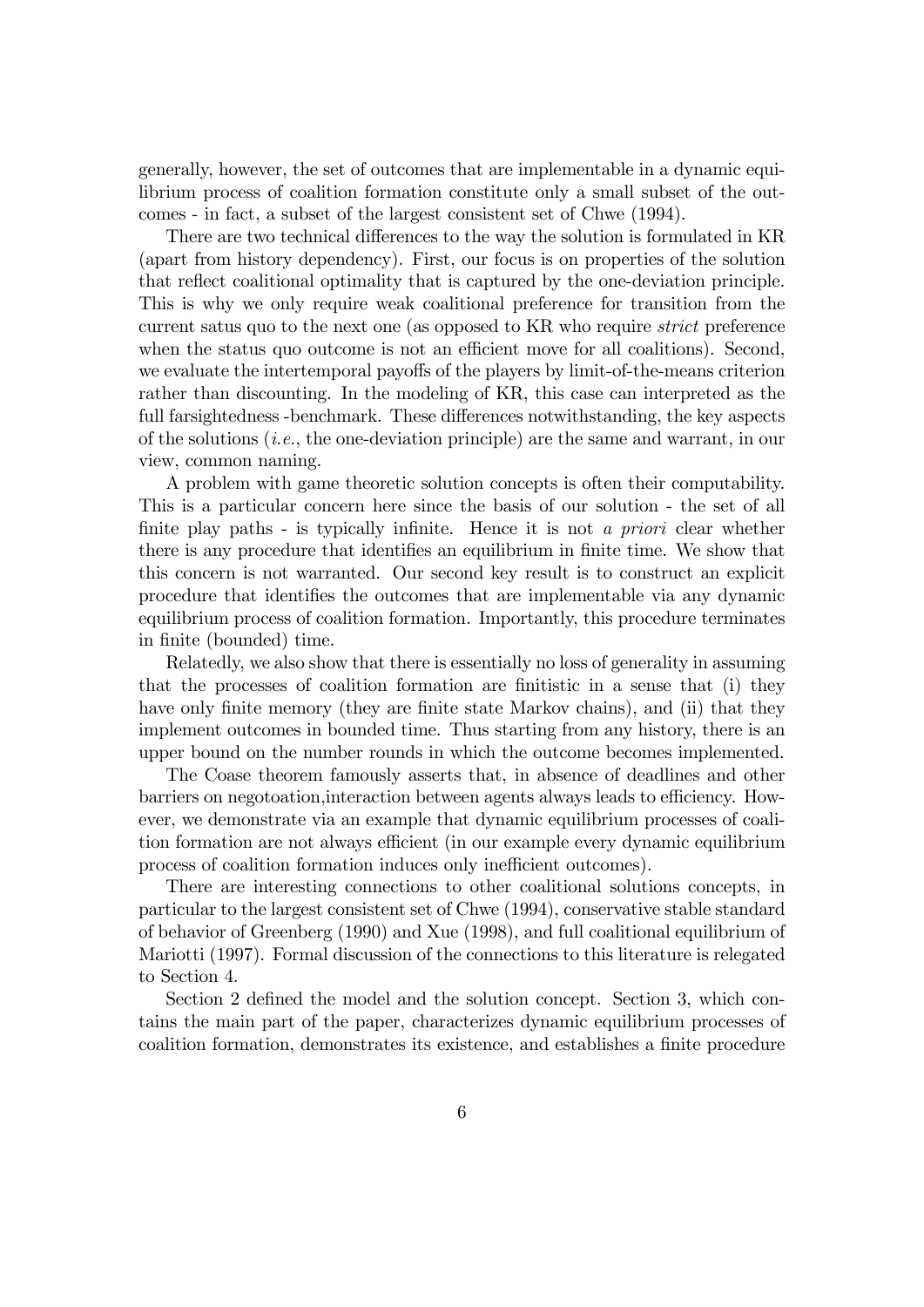generally, however, the set of outcomes that are implementable in a dynamic equilibrium process of coalition formation constitute only a small subset of the outcomes - in fact, a subset of the largest consistent set of Chwe (1994).

There are two technical differences to the way the solution is formulated in KR (apart from history dependency). First, our focus is on properties of the solution that reflect coalitional optimality that is captured by the one-deviation principle. This is why we only require weak coalitional preference for transition from the current satus quo to the next one (as opposed to KR who require *strict* preference when the status quo outcome is not an efficient move for all coalitions). Second, we evaluate the intertemporal payoffs of the players by limit-of-the-means criterion rather than discounting. In the modeling of KR, this case can interpreted as the full farsightedness -benchmark. These differences notwithstanding, the key aspects of the solutions (*i.e.*, the one-deviation principle) are the same and warrant, in our view, common naming.

A problem with game theoretic solution concepts is often their computability. This is a particular concern here since the basis of our solution - the set of all finite play paths - is typically infinite. Hence it is not *a priori* clear whether there is any procedure that identifies an equilibrium in finite time. We show that this concern is not warranted. Our second key result is to construct an explicit procedure that identifies the outcomes that are implementable via any dynamic equilibrium process of coalition formation. Importantly, this procedure terminates in finite (bounded) time.

Relatedly, we also show that there is essentially no loss of generality in assuming that the processes of coalition formation are finitistic in a sense that (i) they have only finite memory (they are finite state Markov chains), and (ii) that they implement outcomes in bounded time. Thus starting from any history, there is an upper bound on the number rounds in which the outcome becomes implemented.

The Coase theorem famously asserts that, in absence of deadlines and other barriers on negotoation,interaction between agents always leads to efficiency. However, we demonstrate via an example that dynamic equilibrium processes of coalition formation are not always efficient (in our example every dynamic equilibrium process of coalition formation induces only inefficient outcomes).

There are interesting connections to other coalitional solutions concepts, in particular to the largest consistent set of Chwe (1994), conservative stable standard of behavior of Greenberg (1990) and Xue (1998), and full coalitional equilibrium of Mariotti (1997). Formal discussion of the connections to this literature is relegated to Section 4.

Section 2 defined the model and the solution concept. Section 3, which contains the main part of the paper, characterizes dynamic equilibrium processes of coalition formation, demonstrates its existence, and establishes a finite procedure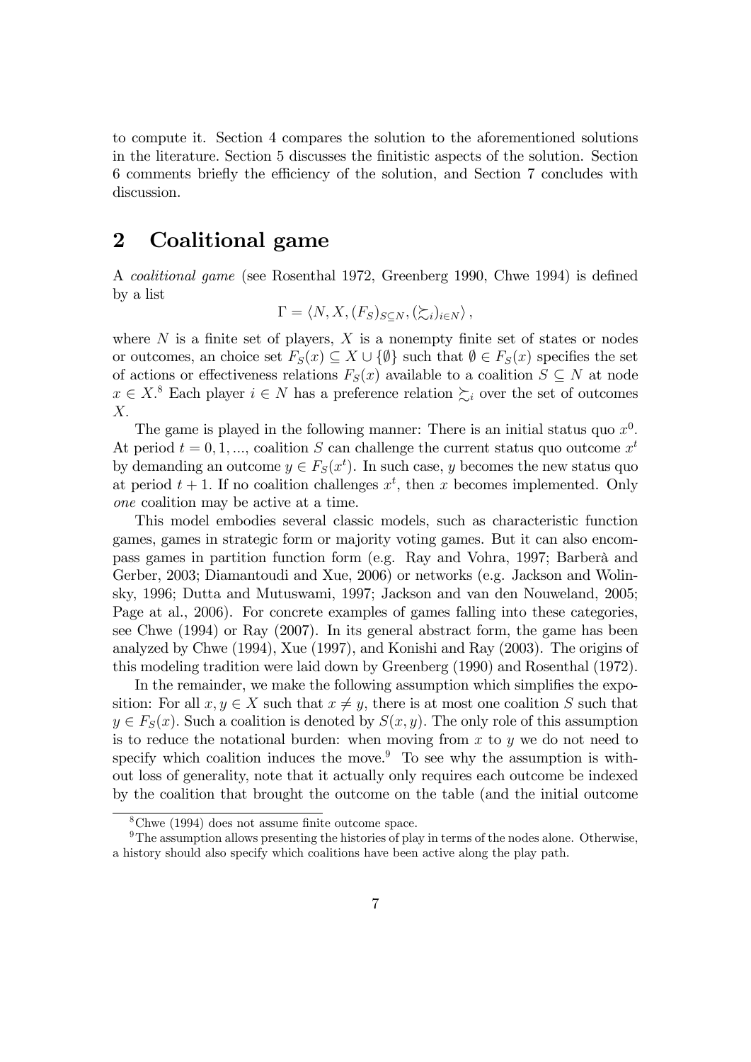to compute it. Section 4 compares the solution to the aforementioned solutions in the literature. Section 5 discusses the finitistic aspects of the solution. Section 6 comments briefly the efficiency of the solution, and Section 7 concludes with discussion.

## 2 Coalitional game

A *coalitional game* (see Rosenthal 1972, Greenberg 1990, Chwe 1994) is defined by a list

$$\Gamma = \langle N, X, (F_S)_{S \subseteq N}, (\succsim_i)_{i \in N} \rangle,$$

where $N$ is a finite set of players, $X$ is a nonempty finite set of states or nodes or outcomes, an choice set $F_S(x) \subseteq X \cup \{\emptyset\}$ such that $\emptyset \in F_S(x)$ specifies the set of actions or effectiveness relations $F_S(x)$ available to a coalition $S \subseteq N$ at node $x \in X$.[8] Each player $i \in N$ has a preference relation $\succsim_i$ over the set of outcomes $X$.

The game is played in the following manner: There is an initial status quo $x^0$. At period $t = 0, 1, ...,$ coalition $S$ can challenge the current status quo outcome $x^t$ by demanding an outcome $y \in F_S(x^t)$. In such case, $y$ becomes the new status quo at period $t + 1$. If no coalition challenges $x^t$, then $x$ becomes implemented. Only *one* coalition may be active at a time.

This model embodies several classic models, such as characteristic function games, games in strategic form or majority voting games. But it can also encompass games in partition function form (e.g. Ray and Vohra, 1997; Barberà and Gerber, 2003; Diamantoudi and Xue, 2006) or networks (e.g. Jackson and Wolinsky, 1996; Dutta and Mutuswami, 1997; Jackson and van den Nouweland, 2005; Page at al., 2006). For concrete examples of games falling into these categories, see Chwe (1994) or Ray (2007). In its general abstract form, the game has been analyzed by Chwe (1994), Xue (1997), and Konishi and Ray (2003). The origins of this modeling tradition were laid down by Greenberg (1990) and Rosenthal (1972).

In the remainder, we make the following assumption which simplifies the exposition: For all $x, y \in X$ such that $x \neq y$, there is at most one coalition $S$ such that $y \in F_S(x)$. Such a coalition is denoted by $S(x, y)$. The only role of this assumption is to reduce the notational burden: when moving from $x$ to $y$ we do not need to specify which coalition induces the move.[9] To see why the assumption is without loss of generality, note that it actually only requires each outcome be indexed by the coalition that brought the outcome on the table (and the initial outcome

[8] Chwe (1994) does not assume finite outcome space.

[9] The assumption allows presenting the histories of play in terms of the nodes alone. Otherwise, a history should also specify which coalitions have been active along the play path.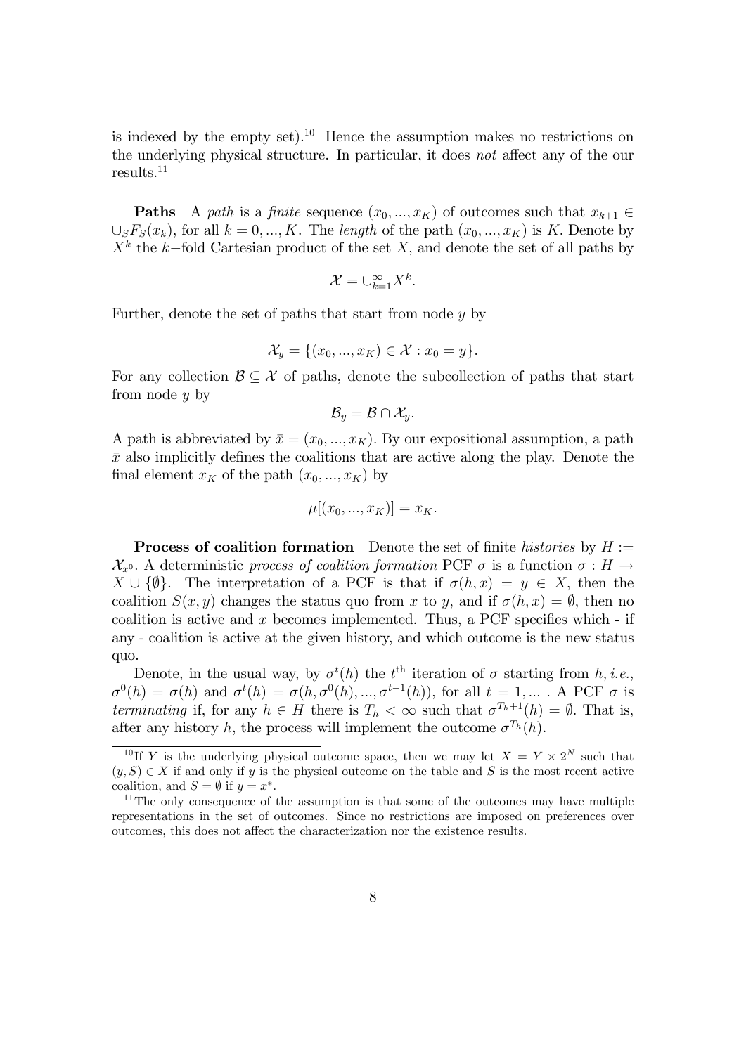is indexed by the empty set).[10] Hence the assumption makes no restrictions on the underlying physical structure. In particular, it does *not* affect any of the our results.[11]

**Paths** A *path* is a *finite* sequence $(x_0, ..., x_K)$ of outcomes such that $x_{k+1} \in \cup_S F_S(x_k)$, for all $k = 0, ..., K$. The *length* of the path $(x_0, ..., x_K)$ is $K$. Denote by $X^k$ the $k-$fold Cartesian product of the set $X$, and denote the set of all paths by

$$\mathcal{X} = \cup_{k=1}^{\infty} X^k.$$

Further, denote the set of paths that start from node $y$ by

$$\mathcal{X}_y = \{(x_0, ..., x_K) \in \mathcal{X} : x_0 = y\}.$$

For any collection $\mathcal{B} \subseteq \mathcal{X}$ of paths, denote the subcollection of paths that start from node $y$ by

$$\mathcal{B}_y = \mathcal{B} \cap \mathcal{X}_y.$$

A path is abbreviated by $\bar{x} = (x_0, ..., x_K)$. By our expositional assumption, a path $\bar{x}$ also implicitly defines the coalitions that are active along the play. Denote the final element $x_K$ of the path $(x_0, ..., x_K)$ by

$$\mu[(x_0, ..., x_K)] = x_K.$$

**Process of coalition formation** Denote the set of finite *histories* by $H := \mathcal{X}_{x^0}$. A deterministic *process of coalition formation* PCF $\sigma$ is a function $\sigma : H \to X \cup \{\emptyset\}$. The interpretation of a PCF is that if $\sigma(h, x) = y \in X$, then the coalition $S(x, y)$ changes the status quo from $x$ to $y$, and if $\sigma(h, x) = \emptyset$, then no coalition is active and $x$ becomes implemented. Thus, a PCF specifies which - if any - coalition is active at the given history, and which outcome is the new status quo.

Denote, in the usual way, by $\sigma^t(h)$ the $t^{\text{th}}$ iteration of $\sigma$ starting from $h$, *i.e.*, $\sigma^0(h) = \sigma(h)$ and $\sigma^t(h) = \sigma(h, \sigma^0(h), ..., \sigma^{t-1}(h))$, for all $t = 1, ...$ . A PCF $\sigma$ is *terminating* if, for any $h \in H$ there is $T_h < \infty$ such that $\sigma^{T_h+1}(h) = \emptyset$. That is, after any history $h$, the process will implement the outcome $\sigma^{T_h}(h)$.

---

[10] If $Y$ is the underlying physical outcome space, then we may let $X = Y \times 2^N$ such that $(y, S) \in X$ if and only if $y$ is the physical outcome on the table and $S$ is the most recent active coalition, and $S = \emptyset$ if $y = x^*$.

[11] The only consequence of the assumption is that some of the outcomes may have multiple representations in the set of outcomes. Since no restrictions are imposed on preferences over outcomes, this does not affect the characterization nor the existence results.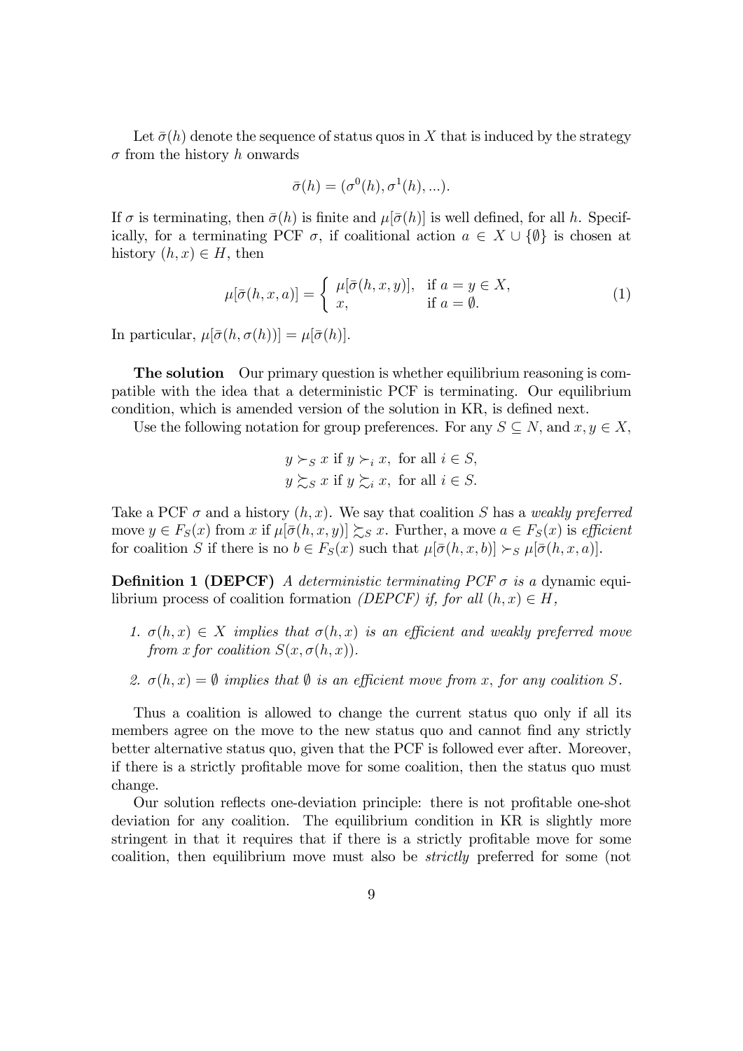Let $\bar{\sigma}(h)$ denote the sequence of status quos in $X$ that is induced by the strategy $\sigma$ from the history $h$ onwards

$$\bar{\sigma}(h) = (\sigma^0(h), \sigma^1(h), ...).$$

If $\sigma$ is terminating, then $\bar{\sigma}(h)$ is finite and $\mu[\bar{\sigma}(h)]$ is well defined, for all $h$. Specifically, for a terminating PCF $\sigma$, if coalitional action $a \in X \cup \{\emptyset\}$ is chosen at history $(h, x) \in H$, then

$$\mu[\bar{\sigma}(h, x, a)] = \begin{cases} \mu[\bar{\sigma}(h, x, y)], & \text{if } a = y \in X, \\ x, & \text{if } a = \emptyset. \end{cases} \tag{1}$$

In particular, $\mu[\bar{\sigma}(h, \sigma(h))] = \mu[\bar{\sigma}(h)]$.

**The solution** Our primary question is whether equilibrium reasoning is compatible with the idea that a deterministic PCF is terminating. Our equilibrium condition, which is amended version of the solution in KR, is defined next.

Use the following notation for group preferences. For any $S \subseteq N$, and $x, y \in X$,

$$y \succ_S x \text{ if } y \succ_i x, \text{ for all } i \in S,$$
$$y \succsim_S x \text{ if } y \succsim_i x, \text{ for all } i \in S.$$

Take a PCF $\sigma$ and a history $(h, x)$. We say that coalition $S$ has a *weakly preferred* move $y \in F_S(x)$ from $x$ if $\mu[\bar{\sigma}(h, x, y)] \succsim_S x$. Further, a move $a \in F_S(x)$ is *efficient* for coalition $S$ if there is no $b \in F_S(x)$ such that $\mu[\bar{\sigma}(h, x, b)] \succ_S \mu[\bar{\sigma}(h, x, a)]$.

**Definition 1 (DEPCF)** *A deterministic terminating PCF $\sigma$ is a* dynamic equilibrium process of coalition formation *(DEPCF) if, for all $(h, x) \in H$,*

1. *$\sigma(h, x) \in X$ implies that $\sigma(h, x)$ is an efficient and weakly preferred move from $x$ for coalition $S(x, \sigma(h, x))$.*
2. *$\sigma(h, x) = \emptyset$ implies that $\emptyset$ is an efficient move from $x$, for any coalition $S$.*

Thus a coalition is allowed to change the current status quo only if all its members agree on the move to the new status quo and cannot find any strictly better alternative status quo, given that the PCF is followed ever after. Moreover, if there is a strictly profitable move for some coalition, then the status quo must change.

Our solution reflects one-deviation principle: there is not profitable one-shot deviation for any coalition. The equilibrium condition in KR is slightly more stringent in that it requires that if there is a strictly profitable move for some coalition, then equilibrium move must also be *strictly* preferred for some (not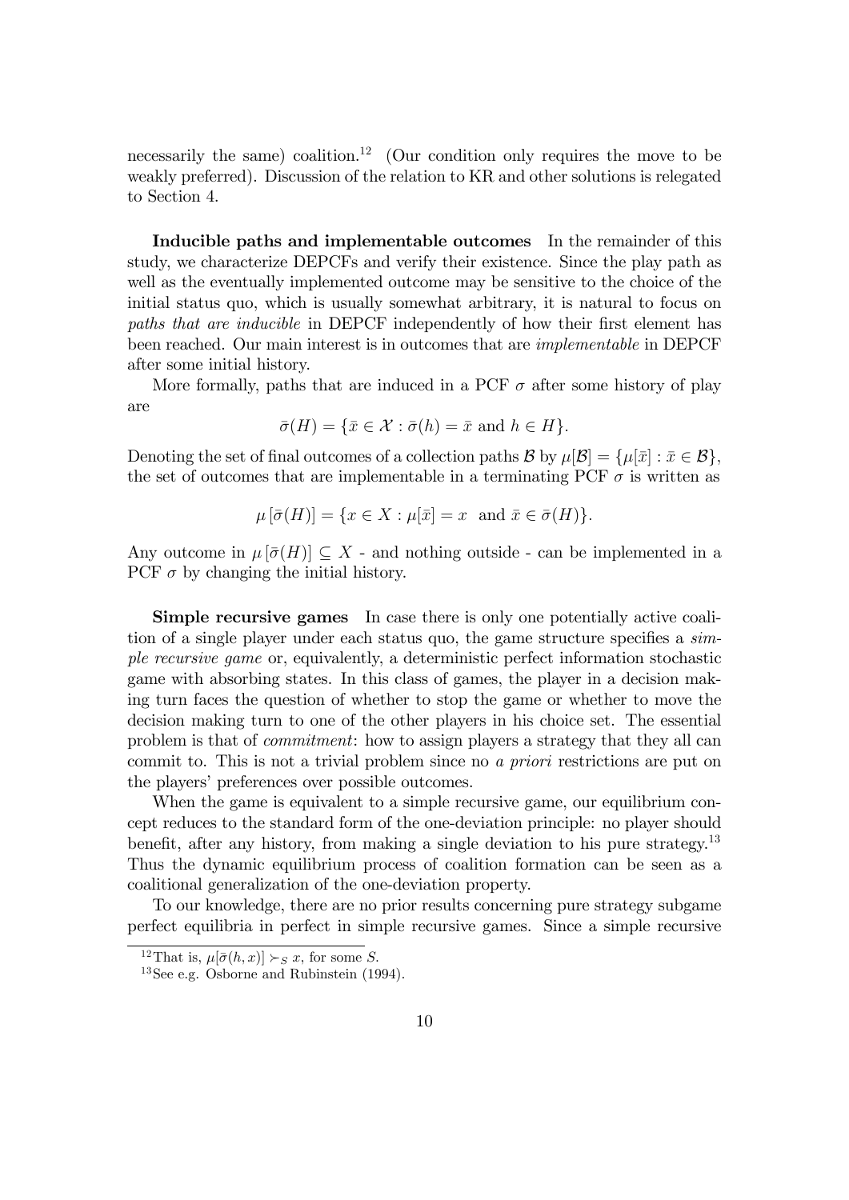necessarily the same) coalition.[12] (Our condition only requires the move to be weakly preferred). Discussion of the relation to KR and other solutions is relegated to Section 4.

**Inducible paths and implementable outcomes** In the remainder of this study, we characterize DEPCFs and verify their existence. Since the play path as well as the eventually implemented outcome may be sensitive to the choice of the initial status quo, which is usually somewhat arbitrary, it is natural to focus on *paths that are inducible* in DEPCF independently of how their first element has been reached. Our main interest is in outcomes that are *implementable* in DEPCF after some initial history.

More formally, paths that are induced in a PCF $\sigma$ after some history of play are

$$\bar{\sigma}(H) = \{\bar{x} \in \mathcal{X} : \bar{\sigma}(h) = \bar{x} \text{ and } h \in H\}.$$

Denoting the set of final outcomes of a collection paths $\mathcal{B}$ by $\mu[\mathcal{B}] = \{\mu[\bar{x}] : \bar{x} \in \mathcal{B}\}$, the set of outcomes that are implementable in a terminating PCF $\sigma$ is written as

$$\mu\left[\bar{\sigma}(H)\right] = \{x \in X : \mu[\bar{x}] = x \text{ and } \bar{x} \in \bar{\sigma}(H)\}.$$

Any outcome in $\mu\left[\bar{\sigma}(H)\right] \subseteq X$ - and nothing outside - can be implemented in a PCF $\sigma$ by changing the initial history.

**Simple recursive games** In case there is only one potentially active coalition of a single player under each status quo, the game structure specifies a *simple recursive game* or, equivalently, a deterministic perfect information stochastic game with absorbing states. In this class of games, the player in a decision making turn faces the question of whether to stop the game or whether to move the decision making turn to one of the other players in his choice set. The essential problem is that of *commitment*: how to assign players a strategy that they all can commit to. This is not a trivial problem since no *a priori* restrictions are put on the players' preferences over possible outcomes.

When the game is equivalent to a simple recursive game, our equilibrium concept reduces to the standard form of the one-deviation principle: no player should benefit, after any history, from making a single deviation to his pure strategy.[13] Thus the dynamic equilibrium process of coalition formation can be seen as a coalitional generalization of the one-deviation property.

To our knowledge, there are no prior results concerning pure strategy subgame perfect equilibria in perfect in simple recursive games. Since a simple recursive

[12] That is, $\mu[\bar{\sigma}(h, x)] \succ_S x$, for some $S$.

[13] See e.g. Osborne and Rubinstein (1994).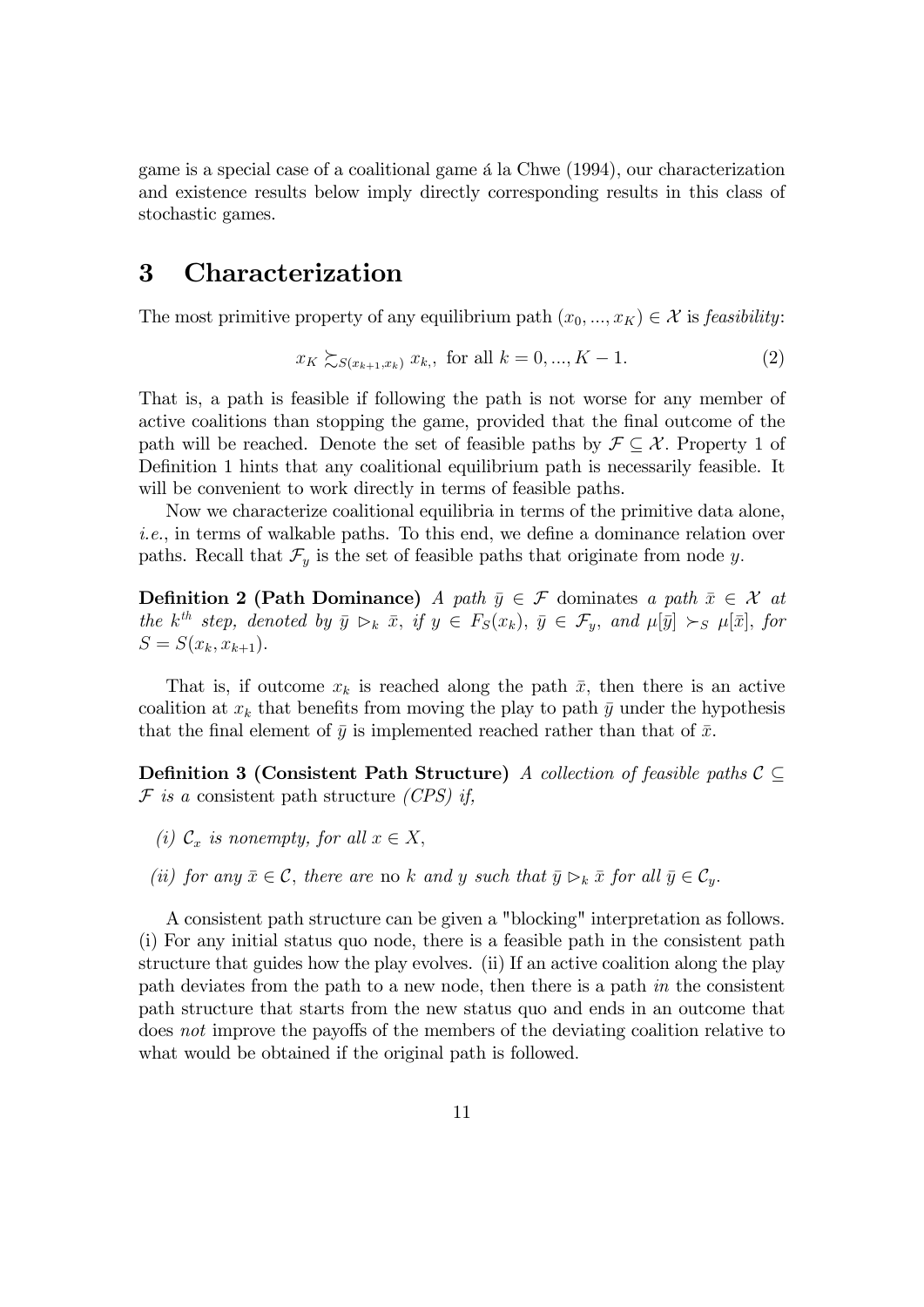game is a special case of a coalitional game á la Chwe (1994), our characterization and existence results below imply directly corresponding results in this class of stochastic games.

# 3 Characterization

The most primitive property of any equilibrium path $(x_0, ..., x_K) \in \mathcal{X}$ is *feasibility*:

$$x_K \succsim_{S(x_{k+1}, x_k)} x_k, \text{ for all } k = 0, ..., K-1. \tag{2}$$

That is, a path is feasible if following the path is not worse for any member of active coalitions than stopping the game, provided that the final outcome of the path will be reached. Denote the set of feasible paths by $\mathcal{F} \subseteq \mathcal{X}$. Property 1 of Definition 1 hints that any coalitional equilibrium path is necessarily feasible. It will be convenient to work directly in terms of feasible paths.

Now we characterize coalitional equilibria in terms of the primitive data alone, *i.e.*, in terms of walkable paths. To this end, we define a dominance relation over paths. Recall that $\mathcal{F}_y$ is the set of feasible paths that originate from node $y$.

**Definition 2 (Path Dominance)** *A path $\bar{y} \in \mathcal{F}$* dominates *a path $\bar{x} \in \mathcal{X}$ at the $k^{th}$ step, denoted by $\bar{y} \rhd_k \bar{x}$, if $y \in F_S(x_k)$, $\bar{y} \in \mathcal{F}_y$, and $\mu[\bar{y}] \succ_S \mu[\bar{x}]$, for $S = S(x_k, x_{k+1})$.*

That is, if outcome $x_k$ is reached along the path $\bar{x}$, then there is an active coalition at $x_k$ that benefits from moving the play to path $\bar{y}$ under the hypothesis that the final element of $\bar{y}$ is implemented reached rather than that of $\bar{x}$.

**Definition 3 (Consistent Path Structure)** *A collection of feasible paths $\mathcal{C} \subseteq \mathcal{F}$ is a* consistent path structure *(CPS) if,*

*(i) $\mathcal{C}_x$ is nonempty, for all $x \in X$,*

*(ii) for any $\bar{x} \in \mathcal{C}$, there are* no *$k$ and $y$ such that $\bar{y} \rhd_k \bar{x}$ for all $\bar{y} \in \mathcal{C}_y$.*

A consistent path structure can be given a "blocking" interpretation as follows. (i) For any initial status quo node, there is a feasible path in the consistent path structure that guides how the play evolves. (ii) If an active coalition along the play path deviates from the path to a new node, then there is a path *in* the consistent path structure that starts from the new status quo and ends in an outcome that does *not* improve the payoffs of the members of the deviating coalition relative to what would be obtained if the original path is followed.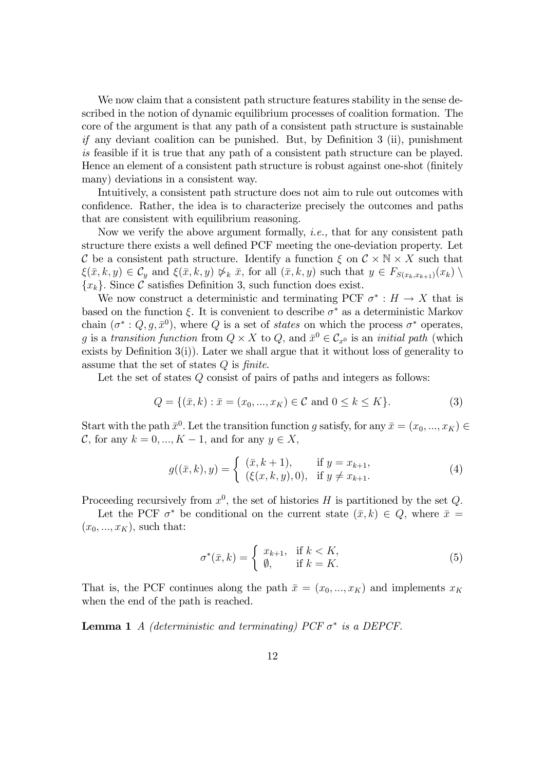We now claim that a consistent path structure features stability in the sense described in the notion of dynamic equilibrium processes of coalition formation. The core of the argument is that any path of a consistent path structure is sustainable *if* any deviant coalition can be punished. But, by Definition 3 (ii), punishment *is* feasible if it is true that any path of a consistent path structure can be played. Hence an element of a consistent path structure is robust against one-shot (finitely many) deviations in a consistent way.

Intuitively, a consistent path structure does not aim to rule out outcomes with confidence. Rather, the idea is to characterize precisely the outcomes and paths that are consistent with equilibrium reasoning.

Now we verify the above argument formally, *i.e.,* that for any consistent path structure there exists a well defined PCF meeting the one-deviation property. Let $\mathcal{C}$ be a consistent path structure. Identify a function $\xi$ on $\mathcal{C} \times \mathbb{N} \times X$ such that $\xi(\bar{x}, k, y) \in \mathcal{C}_y$ and $\xi(\bar{x}, k, y) \not\succ_k \bar{x}$, for all $(\bar{x}, k, y)$ such that $y \in F_{S(x_k, x_{k+1})}(x_k) \setminus \{x_k\}$. Since $\mathcal{C}$ satisfies Definition 3, such function does exist.

We now construct a deterministic and terminating PCF $\sigma^* : H \to X$ that is based on the function $\xi$. It is convenient to describe $\sigma^*$ as a deterministic Markov chain $(\sigma^* : Q, g, \bar{x}^0)$, where $Q$ is a set of *states* on which the process $\sigma^*$ operates, $g$ is a *transition function* from $Q \times X$ to $Q$, and $\bar{x}^0 \in \mathcal{C}_{x^0}$ is an *initial path* (which exists by Definition 3(i)). Later we shall argue that it without loss of generality to assume that the set of states $Q$ is *finite*.

Let the set of states $Q$ consist of pairs of paths and integers as follows:

$$Q = \{(\bar{x}, k) : \bar{x} = (x_0, ..., x_K) \in \mathcal{C} \text{ and } 0 \leq k \leq K\}. \tag{3}$$

Start with the path $\bar{x}^0$. Let the transition function $g$ satisfy, for any $\bar{x} = (x_0, ..., x_K) \in \mathcal{C}$, for any $k = 0, ..., K-1$, and for any $y \in X$,

$$g((\bar{x}, k), y) = \begin{cases} (\bar{x}, k+1), & \text{if } y = x_{k+1}, \\ (\xi(x, k, y), 0), & \text{if } y \neq x_{k+1}. \end{cases} \tag{4}$$

Proceeding recursively from $x^0$, the set of histories $H$ is partitioned by the set $Q$.

Let the PCF $\sigma^*$ be conditional on the current state $(\bar{x}, k) \in Q$, where $\bar{x} = (x_0, ..., x_K)$, such that:

$$\sigma^*(\bar{x}, k) = \begin{cases} x_{k+1}, & \text{if } k < K, \\ \emptyset, & \text{if } k = K. \end{cases} \tag{5}$$

That is, the PCF continues along the path $\bar{x} = (x_0, ..., x_K)$ and implements $x_K$ when the end of the path is reached.

**Lemma 1** *A (deterministic and terminating) PCF $\sigma^*$ is a DEPCF.*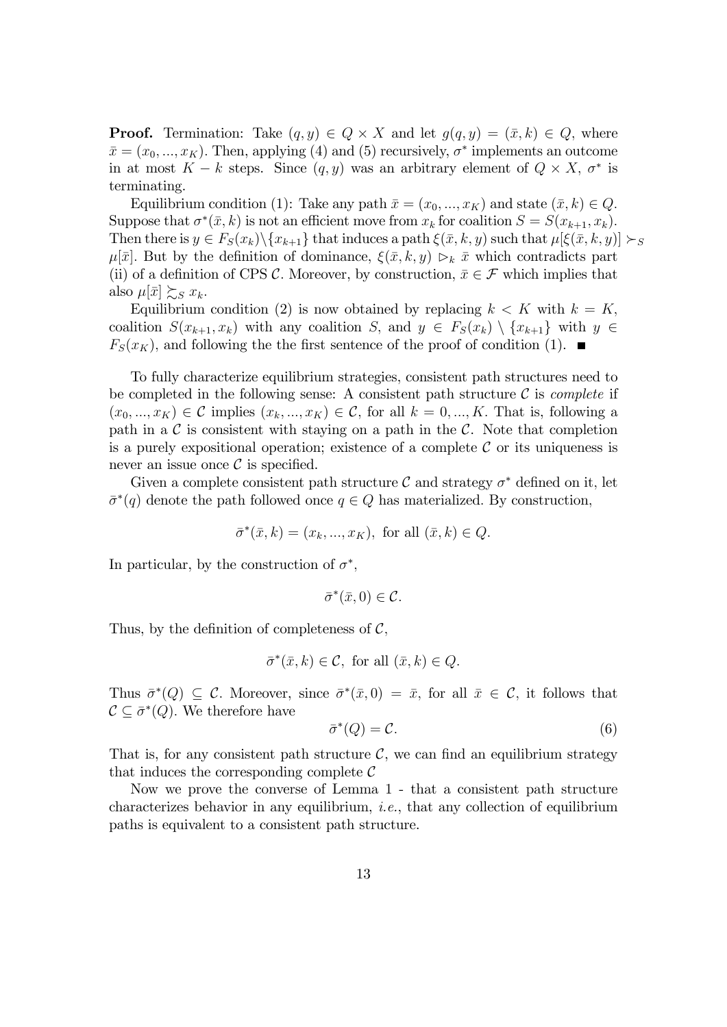**Proof.** Termination: Take $(q, y) \in Q \times X$ and let $g(q, y) = (\bar{x}, k) \in Q$, where $\bar{x} = (x_0, ..., x_K)$. Then, applying (4) and (5) recursively, $\sigma^*$ implements an outcome in at most $K - k$ steps. Since $(q, y)$ was an arbitrary element of $Q \times X$, $\sigma^*$ is terminating.

Equilibrium condition (1): Take any path $\bar{x} = (x_0, ..., x_K)$ and state $(\bar{x}, k) \in Q$. Suppose that $\sigma^*(\bar{x}, k)$ is not an efficient move from $x_k$ for coalition $S = S(x_{k+1}, x_k)$. Then there is $y \in F_S(x_k) \backslash \{x_{k+1}\}$ that induces a path $\xi(\bar{x}, k, y)$ such that $\mu[\xi(\bar{x}, k, y)] \succ_S \mu[\bar{x}]$. But by the definition of dominance, $\xi(\bar{x}, k, y) \rhd_k \bar{x}$ which contradicts part (ii) of a definition of CPS $\mathcal{C}$. Moreover, by construction, $\bar{x} \in \mathcal{F}$ which implies that also $\mu[\bar{x}] \succsim_S x_k$.

Equilibrium condition (2) is now obtained by replacing $k < K$ with $k = K$, coalition $S(x_{k+1}, x_k)$ with any coalition $S$, and $y \in F_S(x_k) \setminus \{x_{k+1}\}$ with $y \in F_S(x_K)$, and following the the first sentence of the proof of condition (1). ■

To fully characterize equilibrium strategies, consistent path structures need to be completed in the following sense: A consistent path structure $\mathcal{C}$ is *complete* if $(x_0, ..., x_K) \in \mathcal{C}$ implies $(x_k, ..., x_K) \in \mathcal{C}$, for all $k = 0, ..., K$. That is, following a path in a $\mathcal{C}$ is consistent with staying on a path in the $\mathcal{C}$. Note that completion is a purely expositional operation; existence of a complete $\mathcal{C}$ or its uniqueness is never an issue once $\mathcal{C}$ is specified.

Given a complete consistent path structure $\mathcal{C}$ and strategy $\sigma^*$ defined on it, let $\bar{\sigma}^*(q)$ denote the path followed once $q \in Q$ has materialized. By construction,

$$\bar{\sigma}^*(\bar{x}, k) = (x_k, ..., x_K), \text{ for all } (\bar{x}, k) \in Q.$$

In particular, by the construction of $\sigma^*$,

$$\bar{\sigma}^*(\bar{x}, 0) \in \mathcal{C}.$$

Thus, by the definition of completeness of $\mathcal{C}$,

$$\bar{\sigma}^*(\bar{x}, k) \in \mathcal{C}, \text{ for all } (\bar{x}, k) \in Q.$$

Thus $\bar{\sigma}^*(Q) \subseteq \mathcal{C}$. Moreover, since $\bar{\sigma}^*(\bar{x}, 0) = \bar{x}$, for all $\bar{x} \in \mathcal{C}$, it follows that $\mathcal{C} \subseteq \bar{\sigma}^*(Q)$. We therefore have

$$\bar{\sigma}^*(Q) = \mathcal{C}. \tag{6}$$

That is, for any consistent path structure $\mathcal{C}$, we can find an equilibrium strategy that induces the corresponding complete $\mathcal{C}$

Now we prove the converse of Lemma 1 - that a consistent path structure characterizes behavior in any equilibrium, *i.e.*, that any collection of equilibrium paths is equivalent to a consistent path structure.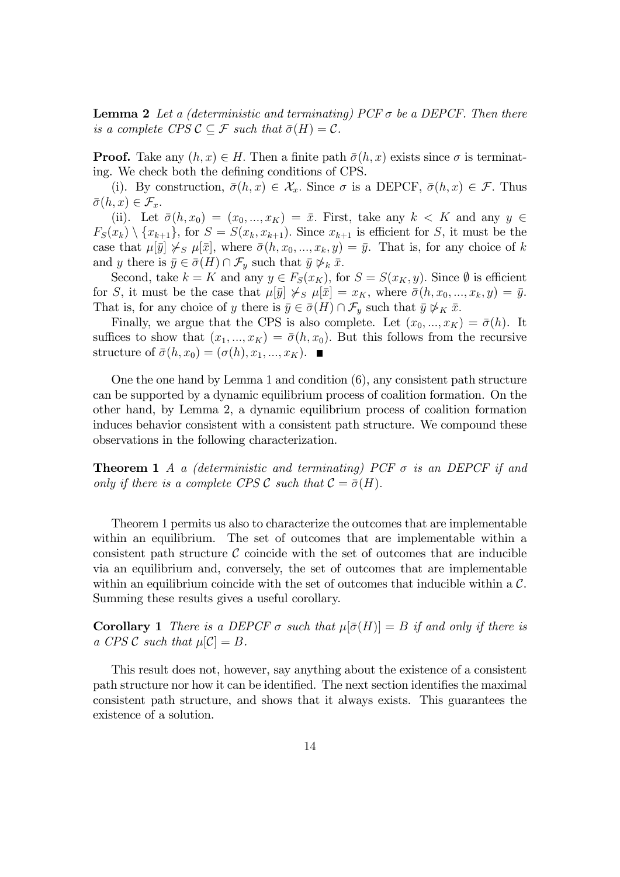**Lemma 2** *Let a (deterministic and terminating) PCF $\sigma$ be a DEPCF. Then there is a complete CPS $\mathcal{C} \subseteq \mathcal{F}$ such that $\bar{\sigma}(H) = \mathcal{C}$.*

**Proof.** Take any $(h, x) \in H$. Then a finite path $\bar{\sigma}(h, x)$ exists since $\sigma$ is terminating. We check both the defining conditions of CPS.

(i). By construction, $\bar{\sigma}(h, x) \in \mathcal{X}_x$. Since $\sigma$ is a DEPCF, $\bar{\sigma}(h, x) \in \mathcal{F}$. Thus $\bar{\sigma}(h, x) \in \mathcal{F}_x$.

(ii). Let $\bar{\sigma}(h, x_0) = (x_0, ..., x_K) = \bar{x}$. First, take any $k < K$ and any $y \in F_S(x_k) \setminus \{x_{k+1}\}$, for $S = S(x_k, x_{k+1})$. Since $x_{k+1}$ is efficient for $S$, it must be the case that $\mu[\bar{y}] \not\succ_S \mu[\bar{x}]$, where $\bar{\sigma}(h, x_0, ..., x_k, y) = \bar{y}$. That is, for any choice of $k$ and $y$ there is $\bar{y} \in \bar{\sigma}(H) \cap \mathcal{F}_y$ such that $\bar{y} \not\triangleright_k \bar{x}$.

Second, take $k = K$ and any $y \in F_S(x_K)$, for $S = S(x_K, y)$. Since $\emptyset$ is efficient for $S$, it must be the case that $\mu[\bar{y}] \not\succ_S \mu[\bar{x}] = x_K$, where $\bar{\sigma}(h, x_0, ..., x_k, y) = \bar{y}$. That is, for any choice of $y$ there is $\bar{y} \in \bar{\sigma}(H) \cap \mathcal{F}_y$ such that $\bar{y} \not\triangleright_K \bar{x}$.

Finally, we argue that the CPS is also complete. Let $(x_0, ..., x_K) = \bar{\sigma}(h)$. It suffices to show that $(x_1, ..., x_K) = \bar{\sigma}(h, x_0)$. But this follows from the recursive structure of $\bar{\sigma}(h, x_0) = (\sigma(h), x_1, ..., x_K)$. ∎

One the one hand by Lemma 1 and condition (6), any consistent path structure can be supported by a dynamic equilibrium process of coalition formation. On the other hand, by Lemma 2, a dynamic equilibrium process of coalition formation induces behavior consistent with a consistent path structure. We compound these observations in the following characterization.

**Theorem 1** *A a (deterministic and terminating) PCF $\sigma$ is an DEPCF if and only if there is a complete CPS $\mathcal{C}$ such that $\mathcal{C} = \bar{\sigma}(H)$.*

Theorem 1 permits us also to characterize the outcomes that are implementable within an equilibrium. The set of outcomes that are implementable within a consistent path structure $\mathcal{C}$ coincide with the set of outcomes that are inducible via an equilibrium and, conversely, the set of outcomes that are implementable within an equilibrium coincide with the set of outcomes that inducible within a $\mathcal{C}$. Summing these results gives a useful corollary.

**Corollary 1** *There is a DEPCF $\sigma$ such that $\mu[\bar{\sigma}(H)] = B$ if and only if there is a CPS $\mathcal{C}$ such that $\mu[\mathcal{C}] = B$.*

This result does not, however, say anything about the existence of a consistent path structure nor how it can be identified. The next section identifies the maximal consistent path structure, and shows that it always exists. This guarantees the existence of a solution.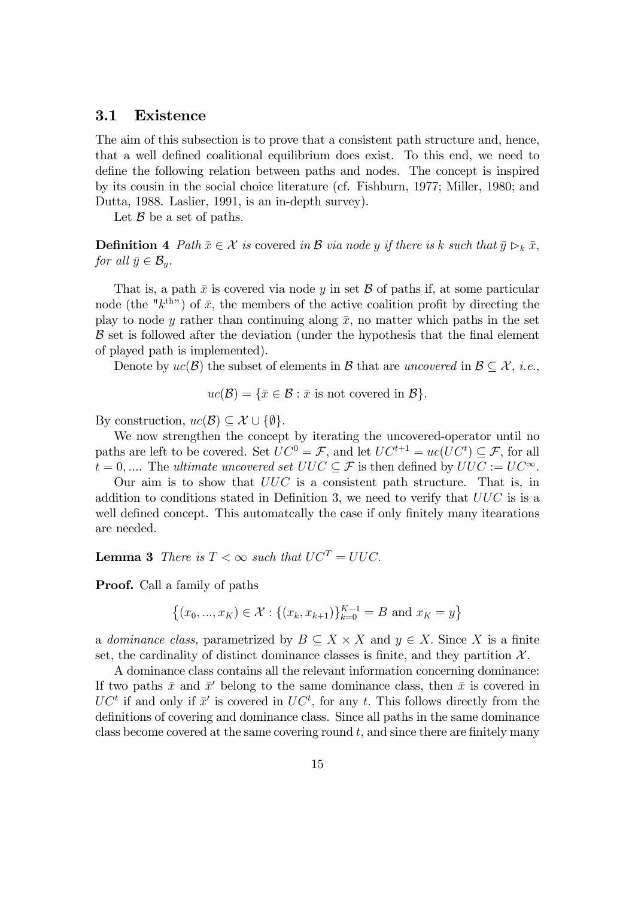### 3.1 Existence

The aim of this subsection is to prove that a consistent path structure and, hence, that a well defined coalitional equilibrium does exist. To this end, we need to define the following relation between paths and nodes. The concept is inspired by its cousin in the social choice literature (cf. Fishburn, 1977; Miller, 1980; and Dutta, 1988. Laslier, 1991, is an in-depth survey).

Let $\mathcal{B}$ be a set of paths.

**Definition 4** *Path $\bar{x} \in \mathcal{X}$ is* covered *in $\mathcal{B}$ via node $y$ if there is $k$ such that $\bar{y} \rhd_k \bar{x}$, for all $\bar{y} \in \mathcal{B}_y$.*

That is, a path $\bar{x}$ is covered via node $y$ in set $\mathcal{B}$ of paths if, at some particular node (the "$k^{\text{th}}$") of $\bar{x}$, the members of the active coalition profit by directing the play to node $y$ rather than continuing along $\bar{x}$, no matter which paths in the set $\mathcal{B}$ set is followed after the deviation (under the hypothesis that the final element of played path is implemented).

Denote by $uc(\mathcal{B})$ the subset of elements in $\mathcal{B}$ that are *uncovered* in $\mathcal{B} \subseteq \mathcal{X}$, *i.e.*,

$$uc(\mathcal{B}) = \{\bar{x} \in \mathcal{B} : \bar{x} \text{ is not covered in } \mathcal{B}\}.$$

By construction, $uc(\mathcal{B}) \subseteq \mathcal{X} \cup \{\emptyset\}$.

We now strengthen the concept by iterating the uncovered-operator until no paths are left to be covered. Set $UC^0 = \mathcal{F}$, and let $UC^{t+1} = uc(UC^t) \subseteq \mathcal{F}$, for all $t = 0, ....$ The *ultimate uncovered set* $UUC \subseteq \mathcal{F}$ is then defined by $UUC := UC^{\infty}$.

Our aim is to show that $UUC$ is a consistent path structure. That is, in addition to conditions stated in Definition 3, we need to verify that $UUC$ is is a well defined concept. This automatcally the case if only finitely many itearations are needed.

**Lemma 3** *There is $T < \infty$ such that $UC^T = UUC$.*

**Proof.** Call a family of paths

$$\left\{(x_0, ..., x_K) \in \mathcal{X} : \{(x_k, x_{k+1})\}_{k=0}^{K-1} = B \text{ and } x_K = y\right\}$$

a *dominance class,* parametrized by $B \subseteq X \times X$ and $y \in X$. Since $X$ is a finite set, the cardinality of distinct dominance classes is finite, and they partition $\mathcal{X}$.

A dominance class contains all the relevant information concerning dominance: If two paths $\bar{x}$ and $\bar{x}'$ belong to the same dominance class, then $\bar{x}$ is covered in $UC^t$ if and only if $\bar{x}'$ is covered in $UC^t$, for any $t$. This follows directly from the definitions of covering and dominance class. Since all paths in the same dominance class become covered at the same covering round $t$, and since there are finitely many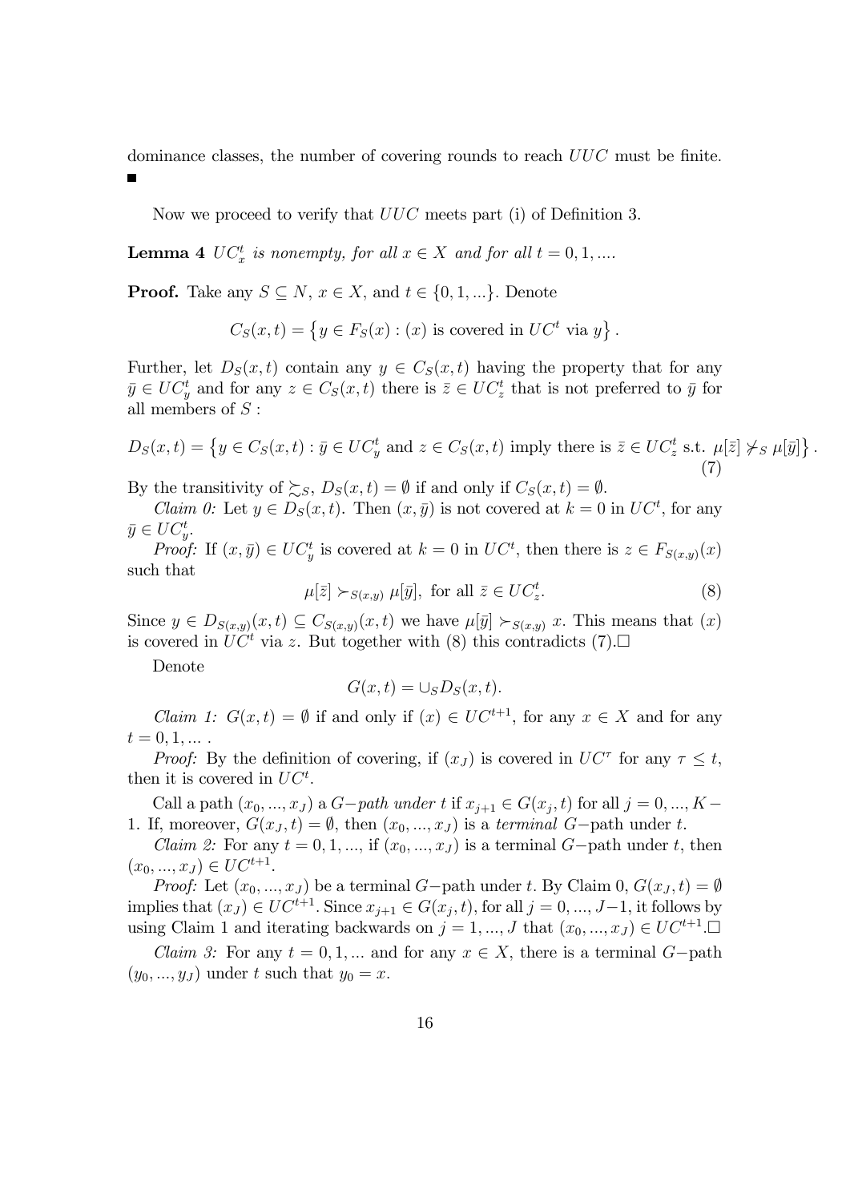dominance classes, the number of covering rounds to reach $UUC$ must be finite. ■

Now we proceed to verify that $UUC$ meets part (i) of Definition 3.

**Lemma 4** *$UC_x^t$ is nonempty, for all $x \in X$ and for all $t = 0, 1, ....$*

**Proof.** Take any $S \subseteq N$, $x \in X$, and $t \in \{0, 1, ...\}$. Denote

$$C_S(x,t) = \left\{ y \in F_S(x) : (x) \text{ is covered in } UC^t \text{ via } y \right\}.$$

Further, let $D_S(x,t)$ contain any $y \in C_S(x,t)$ having the property that for any $\bar{y} \in UC_y^t$ and for any $z \in C_S(x,t)$ there is $\bar{z} \in UC_z^t$ that is not preferred to $\bar{y}$ for all members of $S$ :

$$D_S(x,t) = \left\{ y \in C_S(x,t) : \bar{y} \in UC_y^t \text{ and } z \in C_S(x,t) \text{ imply there is } \bar{z} \in UC_z^t \text{ s.t. } \mu[\bar{z}] \not\succ_S \mu[\bar{y}] \right\}. \tag{7}$$

By the transitivity of $\succsim_S$, $D_S(x,t) = \emptyset$ if and only if $C_S(x,t) = \emptyset$.

*Claim 0:* Let $y \in D_S(x,t)$. Then $(x, \bar{y})$ is not covered at $k = 0$ in $UC^t$, for any $\bar{y} \in UC_y^t$.

*Proof:* If $(x, \bar{y}) \in UC_y^t$ is covered at $k = 0$ in $UC^t$, then there is $z \in F_{S(x,y)}(x)$ such that

$$\mu[\bar{z}] \succ_{S(x,y)} \mu[\bar{y}], \text{ for all } \bar{z} \in UC_z^t. \tag{8}$$

Since $y \in D_{S(x,y)}(x,t) \subseteq C_{S(x,y)}(x,t)$ we have $\mu[\bar{y}] \succ_{S(x,y)} x$. This means that $(x)$ is covered in $UC^t$ via $z$. But together with (8) this contradicts (7).□

Denote

$$G(x,t) = \cup_S D_S(x,t).$$

*Claim 1:* $G(x,t) = \emptyset$ if and only if $(x) \in UC^{t+1}$, for any $x \in X$ and for any $t = 0, 1, ...$ .

*Proof:* By the definition of covering, if $(x_J)$ is covered in $UC^\tau$ for any $\tau \leq t$, then it is covered in $UC^t$.

Call a path $(x_0, ..., x_J)$ a $G-$*path under* $t$ if $x_{j+1} \in G(x_j, t)$ for all $j = 0, ..., K-1$. If, moreover, $G(x_J, t) = \emptyset$, then $(x_0, ..., x_J)$ is a *terminal* $G-$path under $t$.

*Claim 2:* For any $t = 0, 1, ...,$ if $(x_0, ..., x_J)$ is a terminal $G-$path under $t$, then $(x_0, ..., x_J) \in UC^{t+1}$.

*Proof:* Let $(x_0, ..., x_J)$ be a terminal $G-$path under $t$. By Claim 0, $G(x_J, t) = \emptyset$ implies that $(x_J) \in UC^{t+1}$. Since $x_{j+1} \in G(x_j, t)$, for all $j = 0, ..., J-1$, it follows by using Claim 1 and iterating backwards on $j = 1, ..., J$ that $(x_0, ..., x_J) \in UC^{t+1}$.□

*Claim 3:* For any $t = 0, 1, ...$ and for any $x \in X$, there is a terminal $G-$path $(y_0, ..., y_J)$ under $t$ such that $y_0 = x$.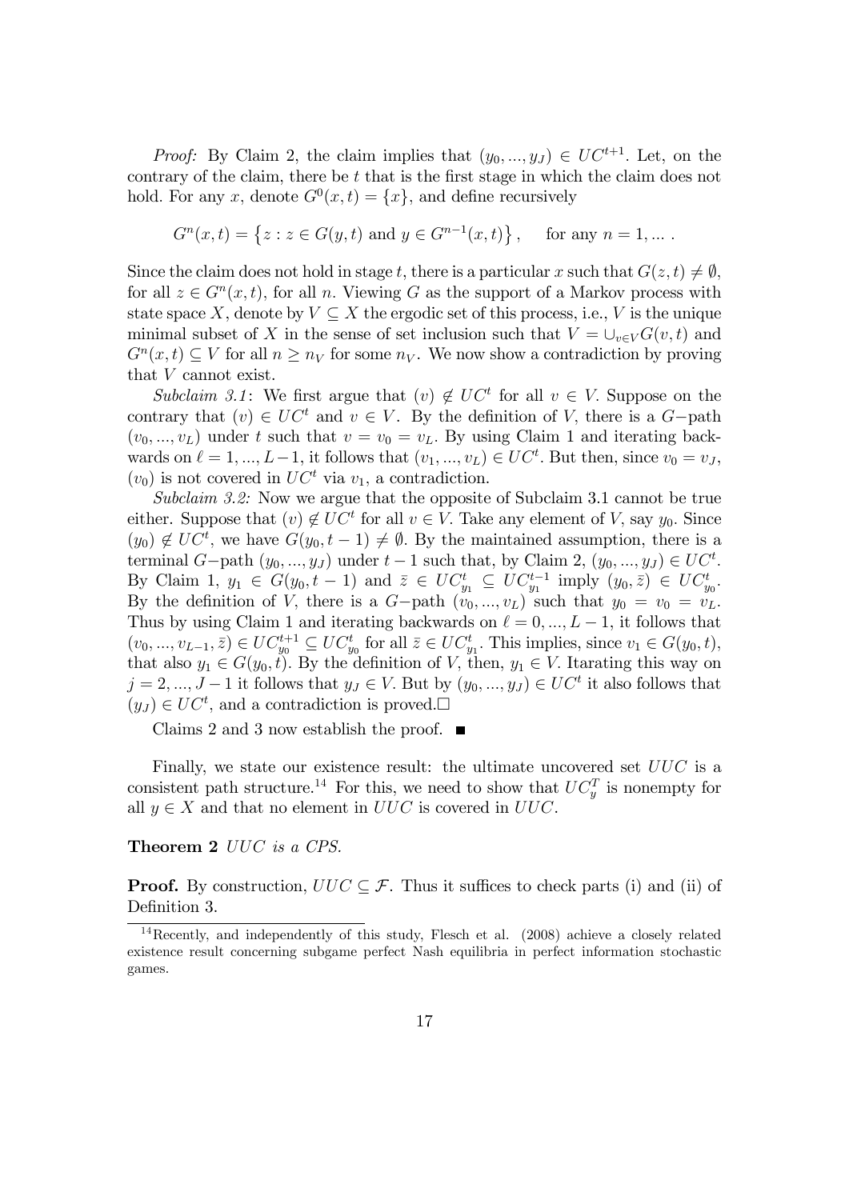*Proof:* By Claim 2, the claim implies that $(y_0, ..., y_J) \in UC^{t+1}$. Let, on the contrary of the claim, there be $t$ that is the first stage in which the claim does not hold. For any $x$, denote $G^0(x,t) = \{x\}$, and define recursively

$$G^n(x,t) = \left\{z : z \in G(y,t) \text{ and } y \in G^{n-1}(x,t)\right\}, \quad \text{for any } n = 1, ... .$$

Since the claim does not hold in stage $t$, there is a particular $x$ such that $G(z,t) \neq \emptyset$, for all $z \in G^n(x,t)$, for all $n$. Viewing $G$ as the support of a Markov process with state space $X$, denote by $V \subseteq X$ the ergodic set of this process, i.e., $V$ is the unique minimal subset of $X$ in the sense of set inclusion such that $V = \cup_{v \in V} G(v,t)$ and $G^n(x,t) \subseteq V$ for all $n \geq n_V$ for some $n_V$. We now show a contradiction by proving that $V$ cannot exist.

*Subclaim 3.1*: We first argue that $(v) \notin UC^t$ for all $v \in V$. Suppose on the contrary that $(v) \in UC^t$ and $v \in V$. By the definition of $V$, there is a $G-$path $(v_0, ..., v_L)$ under $t$ such that $v = v_0 = v_L$. By using Claim 1 and iterating backwards on $\ell = 1, ..., L-1$, it follows that $(v_1, ..., v_L) \in UC^t$. But then, since $v_0 = v_J$, $(v_0)$ is not covered in $UC^t$ via $v_1$, a contradiction.

*Subclaim 3.2:* Now we argue that the opposite of Subclaim 3.1 cannot be true either. Suppose that $(v) \notin UC^t$ for all $v \in V$. Take any element of $V$, say $y_0$. Since $(y_0) \notin UC^t$, we have $G(y_0, t-1) \neq \emptyset$. By the maintained assumption, there is a terminal $G-$path $(y_0, ..., y_J)$ under $t-1$ such that, by Claim 2, $(y_0, ..., y_J) \in UC^t$. By Claim 1, $y_1 \in G(y_0, t-1)$ and $\bar{z} \in UC^t_{y_1} \subseteq UC^{t-1}_{y_1}$ imply $(y_0, \bar{z}) \in UC^t_{y_0}$. By the definition of $V$, there is a $G-$path $(v_0, ..., v_L)$ such that $y_0 = v_0 = v_L$. Thus by using Claim 1 and iterating backwards on $\ell = 0, ..., L-1$, it follows that $(v_0, ..., v_{L-1}, \bar{z}) \in UC^{t+1}_{y_0} \subseteq UC^t_{y_0}$ for all $\bar{z} \in UC^t_{y_1}$. This implies, since $v_1 \in G(y_0, t)$, that also $y_1 \in G(y_0, t)$. By the definition of $V$, then, $y_1 \in V$. Itarating this way on $j = 2, ..., J-1$ it follows that $y_J \in V$. But by $(y_0, ..., y_J) \in UC^t$ it also follows that $(y_J) \in UC^t$, and a contradiction is proved.$\square$

Claims 2 and 3 now establish the proof. $\blacksquare$

Finally, we state our existence result: the ultimate uncovered set $UUC$ is a consistent path structure.[14] For this, we need to show that $UC^T_y$ is nonempty for all $y \in X$ and that no element in $UUC$ is covered in $UUC$.

**Theorem 2** *UUC is a CPS.*

**Proof.** By construction, $UUC \subseteq \mathcal{F}$. Thus it suffices to check parts (i) and (ii) of Definition 3.

[14] Recently, and independently of this study, Flesch et al. (2008) achieve a closely related existence result concerning subgame perfect Nash equilibria in perfect information stochastic games.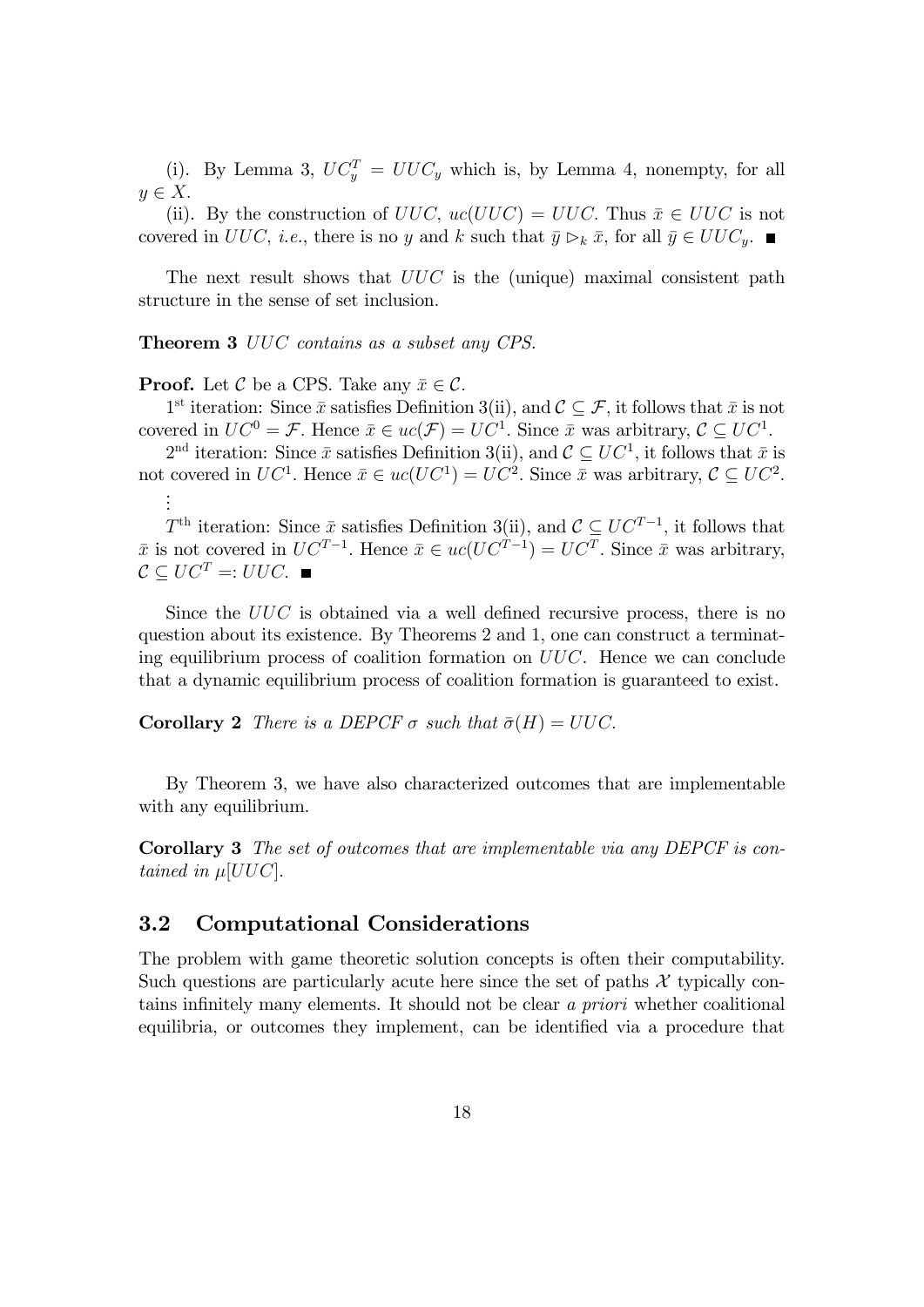(i). By Lemma 3, $UC_y^T = UUC_y$ which is, by Lemma 4, nonempty, for all $y \in X$.

(ii). By the construction of $UUC$, $uc(UUC) = UUC$. Thus $\bar{x} \in UUC$ is not covered in $UUC$, *i.e.*, there is no $y$ and $k$ such that $\bar{y} \rhd_k \bar{x}$, for all $\bar{y} \in UUC_y$. ∎

The next result shows that $UUC$ is the (unique) maximal consistent path structure in the sense of set inclusion.

**Theorem 3** *$UUC$ contains as a subset any CPS.*

**Proof.** Let $\mathcal{C}$ be a CPS. Take any $\bar{x} \in \mathcal{C}$.

1[st] iteration: Since $\bar{x}$ satisfies Definition 3(ii), and $\mathcal{C} \subseteq \mathcal{F}$, it follows that $\bar{x}$ is not covered in $UC^0 = \mathcal{F}$. Hence $\bar{x} \in uc(\mathcal{F}) = UC^1$. Since $\bar{x}$ was arbitrary, $\mathcal{C} \subseteq UC^1$.

2[nd] iteration: Since $\bar{x}$ satisfies Definition 3(ii), and $\mathcal{C} \subseteq UC^1$, it follows that $\bar{x}$ is not covered in $UC^1$. Hence $\bar{x} \in uc(UC^1) = UC^2$. Since $\bar{x}$ was arbitrary, $\mathcal{C} \subseteq UC^2$.

$\vdots$

$T^{\text{th}}$ iteration: Since $\bar{x}$ satisfies Definition 3(ii), and $\mathcal{C} \subseteq UC^{T-1}$, it follows that $\bar{x}$ is not covered in $UC^{T-1}$. Hence $\bar{x} \in uc(UC^{T-1}) = UC^T$. Since $\bar{x}$ was arbitrary, $\mathcal{C} \subseteq UC^T =: UUC$. ∎

Since the $UUC$ is obtained via a well defined recursive process, there is no question about its existence. By Theorems 2 and 1, one can construct a terminating equilibrium process of coalition formation on $UUC$. Hence we can conclude that a dynamic equilibrium process of coalition formation is guaranteed to exist.

**Corollary 2** *There is a DEPCF $\sigma$ such that $\bar{\sigma}(H) = UUC$.*

By Theorem 3, we have also characterized outcomes that are implementable with any equilibrium.

**Corollary 3** *The set of outcomes that are implementable via any DEPCF is contained in $\mu[UUC]$.*

## 3.2 Computational Considerations

The problem with game theoretic solution concepts is often their computability. Such questions are particularly acute here since the set of paths $\mathcal{X}$ typically contains infinitely many elements. It should not be clear *a priori* whether coalitional equilibria, or outcomes they implement, can be identified via a procedure that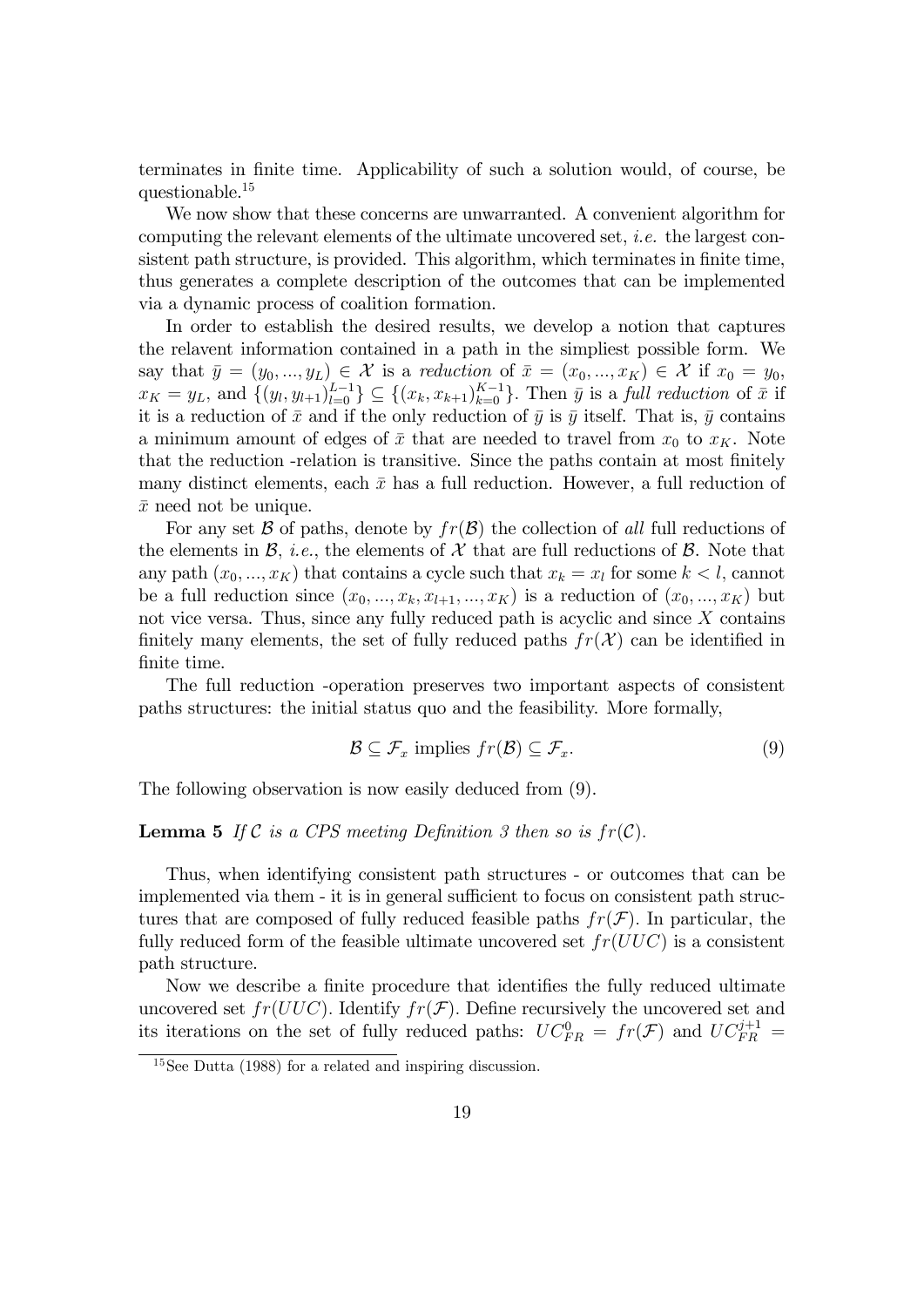terminates in finite time. Applicability of such a solution would, of course, be questionable.[15]

We now show that these concerns are unwarranted. A convenient algorithm for computing the relevant elements of the ultimate uncovered set, *i.e.* the largest consistent path structure, is provided. This algorithm, which terminates in finite time, thus generates a complete description of the outcomes that can be implemented via a dynamic process of coalition formation.

In order to establish the desired results, we develop a notion that captures the relavent information contained in a path in the simpliest possible form. We say that $\bar{y} = (y_0, ..., y_L) \in \mathcal{X}$ is a *reduction* of $\bar{x} = (x_0, ..., x_K) \in \mathcal{X}$ if $x_0 = y_0$, $x_K = y_L$, and $\{(y_l, y_{l+1})_{l=0}^{L-1}\} \subseteq \{(x_k, x_{k+1})_{k=0}^{K-1}\}$. Then $\bar{y}$ is a *full reduction* of $\bar{x}$ if it is a reduction of $\bar{x}$ and if the only reduction of $\bar{y}$ is $\bar{y}$ itself. That is, $\bar{y}$ contains a minimum amount of edges of $\bar{x}$ that are needed to travel from $x_0$ to $x_K$. Note that the reduction -relation is transitive. Since the paths contain at most finitely many distinct elements, each $\bar{x}$ has a full reduction. However, a full reduction of $\bar{x}$ need not be unique.

For any set $\mathcal{B}$ of paths, denote by $fr(\mathcal{B})$ the collection of *all* full reductions of the elements in $\mathcal{B}$, *i.e.*, the elements of $\mathcal{X}$ that are full reductions of $\mathcal{B}$. Note that any path $(x_0, ..., x_K)$ that contains a cycle such that $x_k = x_l$ for some $k < l$, cannot be a full reduction since $(x_0, ..., x_k, x_{l+1}, ..., x_K)$ is a reduction of $(x_0, ..., x_K)$ but not vice versa. Thus, since any fully reduced path is acyclic and since $X$ contains finitely many elements, the set of fully reduced paths $fr(\mathcal{X})$ can be identified in finite time.

The full reduction -operation preserves two important aspects of consistent paths structures: the initial status quo and the feasibility. More formally,

$$\mathcal{B} \subseteq \mathcal{F}_x \text{ implies } fr(\mathcal{B}) \subseteq \mathcal{F}_x. \tag{9}$$

The following observation is now easily deduced from (9).

**Lemma 5** *If $\mathcal{C}$ is a CPS meeting Definition 3 then so is $fr(\mathcal{C})$.*

Thus, when identifying consistent path structures - or outcomes that can be implemented via them - it is in general sufficient to focus on consistent path structures that are composed of fully reduced feasible paths $fr(\mathcal{F})$. In particular, the fully reduced form of the feasible ultimate uncovered set $fr(UUC)$ is a consistent path structure.

Now we describe a finite procedure that identifies the fully reduced ultimate uncovered set $fr(UUC)$. Identify $fr(\mathcal{F})$. Define recursively the uncovered set and its iterations on the set of fully reduced paths: $UC_{FR}^0 = fr(\mathcal{F})$ and $UC_{FR}^{j+1} =$

[15] See Dutta (1988) for a related and inspiring discussion.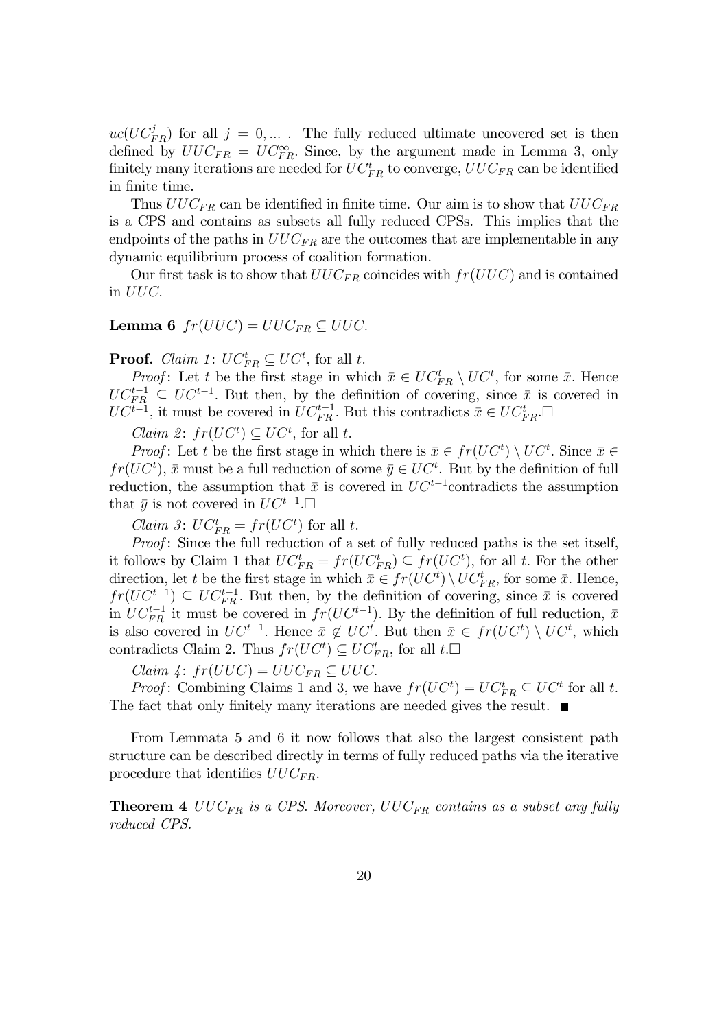$uc(UC^j_{FR})$ for all $j = 0, \ldots$ . The fully reduced ultimate uncovered set is then defined by $UUC_{FR} = UC^{\infty}_{FR}$. Since, by the argument made in Lemma 3, only finitely many iterations are needed for $UC^t_{FR}$ to converge, $UUC_{FR}$ can be identified in finite time.

Thus $UUC_{FR}$ can be identified in finite time. Our aim is to show that $UUC_{FR}$ is a CPS and contains as subsets all fully reduced CPSs. This implies that the endpoints of the paths in $UUC_{FR}$ are the outcomes that are implementable in any dynamic equilibrium process of coalition formation.

Our first task is to show that $UUC_{FR}$ coincides with $fr(UUC)$ and is contained in $UUC$.

**Lemma 6** *$fr(UUC) = UUC_{FR} \subseteq UUC$.*

**Proof.** *Claim 1*: $UC^t_{FR} \subseteq UC^t$, for all $t$.

*Proof*: Let $t$ be the first stage in which $\bar{x} \in UC^t_{FR} \setminus UC^t$, for some $\bar{x}$. Hence $UC^{t-1}_{FR} \subseteq UC^{t-1}$. But then, by the definition of covering, since $\bar{x}$ is covered in $UC^{t-1}$, it must be covered in $UC^{t-1}_{FR}$. But this contradicts $\bar{x} \in UC^t_{FR}$.□

*Claim 2*: $fr(UC^t) \subseteq UC^t$, for all $t$.

*Proof*: Let $t$ be the first stage in which there is $\bar{x} \in fr(UC^t) \setminus UC^t$. Since $\bar{x} \in fr(UC^t)$, $\bar{x}$ must be a full reduction of some $\bar{y} \in UC^t$. But by the definition of full reduction, the assumption that $\bar{x}$ is covered in $UC^{t-1}$contradicts the assumption that $\bar{y}$ is not covered in $UC^{t-1}$.□

*Claim 3*: $UC^t_{FR} = fr(UC^t)$ for all $t$.

*Proof*: Since the full reduction of a set of fully reduced paths is the set itself, it follows by Claim 1 that $UC^t_{FR} = fr(UC^t_{FR}) \subseteq fr(UC^t)$, for all $t$. For the other direction, let $t$ be the first stage in which $\bar{x} \in fr(UC^t) \setminus UC^t_{FR}$, for some $\bar{x}$. Hence, $fr(UC^{t-1}) \subseteq UC^{t-1}_{FR}$. But then, by the definition of covering, since $\bar{x}$ is covered in $UC^{t-1}_{FR}$ it must be covered in $fr(UC^{t-1})$. By the definition of full reduction, $\bar{x}$ is also covered in $UC^{t-1}$. Hence $\bar{x} \notin UC^t$. But then $\bar{x} \in fr(UC^t) \setminus UC^t$, which contradicts Claim 2. Thus $fr(UC^t) \subseteq UC^t_{FR}$, for all $t$.□

*Claim 4*: $fr(UUC) = UUC_{FR} \subseteq UUC$.

*Proof*: Combining Claims 1 and 3, we have $fr(UC^t) = UC^t_{FR} \subseteq UC^t$ for all $t$. The fact that only finitely many iterations are needed gives the result. ■

From Lemmata 5 and 6 it now follows that also the largest consistent path structure can be described directly in terms of fully reduced paths via the iterative procedure that identifies $UUC_{FR}$.

**Theorem 4** *$UUC_{FR}$ is a CPS. Moreover, $UUC_{FR}$ contains as a subset any fully reduced CPS.*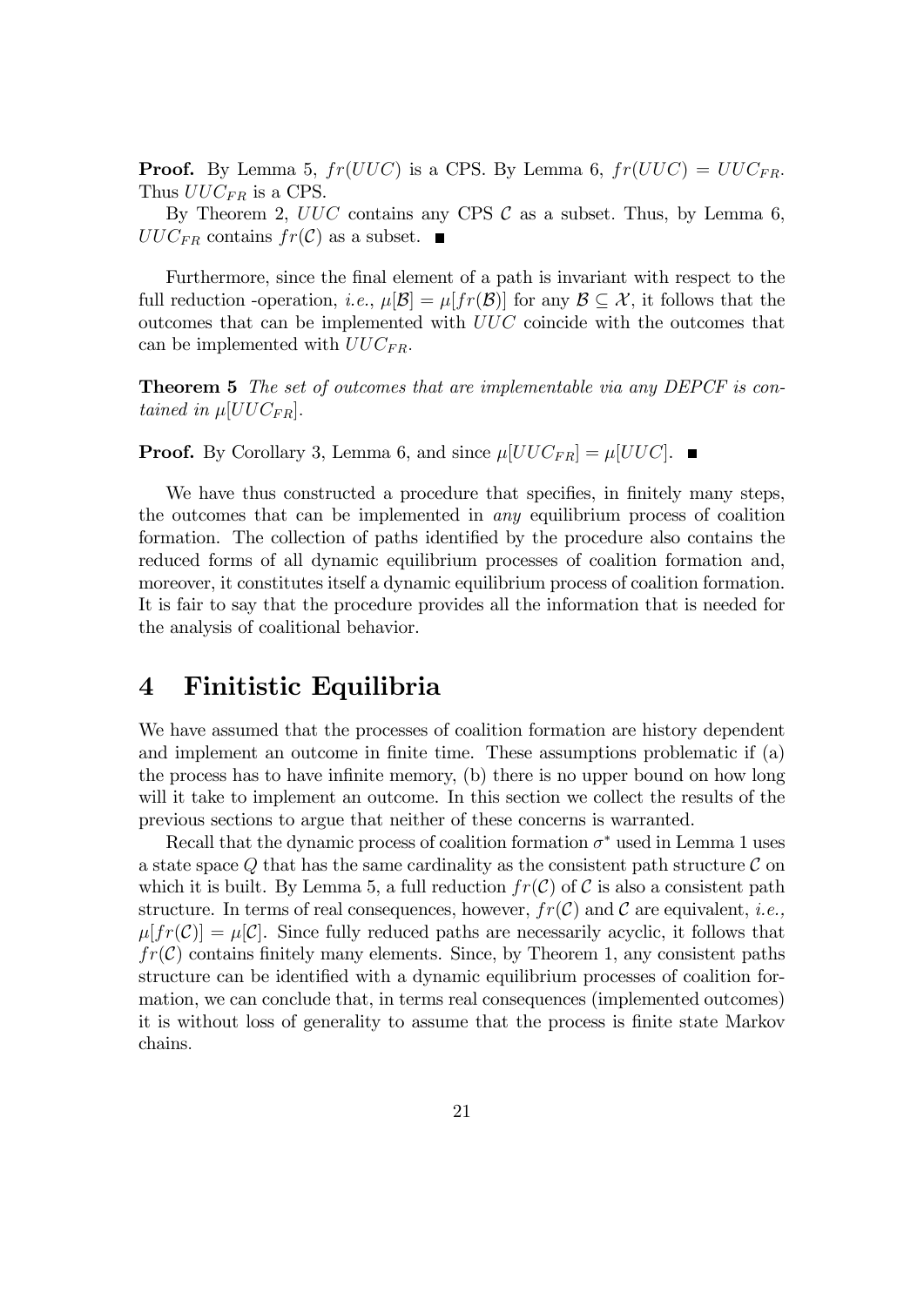**Proof.** By Lemma 5, $fr(UUC)$ is a CPS. By Lemma 6, $fr(UUC) = UUC_{FR}$. Thus $UUC_{FR}$ is a CPS.

By Theorem 2, $UUC$ contains any CPS $\mathcal{C}$ as a subset. Thus, by Lemma 6, $UUC_{FR}$ contains $fr(\mathcal{C})$ as a subset. ■

Furthermore, since the final element of a path is invariant with respect to the full reduction -operation, *i.e.*, $\mu[\mathcal{B}] = \mu[fr(\mathcal{B})]$ for any $\mathcal{B} \subseteq \mathcal{X}$, it follows that the outcomes that can be implemented with $UUC$ coincide with the outcomes that can be implemented with $UUC_{FR}$.

**Theorem 5** *The set of outcomes that are implementable via any DEPCF is contained in* $\mu[UUC_{FR}]$.

**Proof.** By Corollary 3, Lemma 6, and since $\mu[UUC_{FR}] = \mu[UUC]$. ■

We have thus constructed a procedure that specifies, in finitely many steps, the outcomes that can be implemented in *any* equilibrium process of coalition formation. The collection of paths identified by the procedure also contains the reduced forms of all dynamic equilibrium processes of coalition formation and, moreover, it constitutes itself a dynamic equilibrium process of coalition formation. It is fair to say that the procedure provides all the information that is needed for the analysis of coalitional behavior.

# 4 Finitistic Equilibria

We have assumed that the processes of coalition formation are history dependent and implement an outcome in finite time. These assumptions problematic if (a) the process has to have infinite memory, (b) there is no upper bound on how long will it take to implement an outcome. In this section we collect the results of the previous sections to argue that neither of these concerns is warranted.

Recall that the dynamic process of coalition formation $\sigma^*$ used in Lemma 1 uses a state space $Q$ that has the same cardinality as the consistent path structure $\mathcal{C}$ on which it is built. By Lemma 5, a full reduction $fr(\mathcal{C})$ of $\mathcal{C}$ is also a consistent path structure. In terms of real consequences, however, $fr(\mathcal{C})$ and $\mathcal{C}$ are equivalent, *i.e.*, $\mu[fr(\mathcal{C})] = \mu[\mathcal{C}]$. Since fully reduced paths are necessarily acyclic, it follows that $fr(\mathcal{C})$ contains finitely many elements. Since, by Theorem 1, any consistent paths structure can be identified with a dynamic equilibrium processes of coalition formation, we can conclude that, in terms real consequences (implemented outcomes) it is without loss of generality to assume that the process is finite state Markov chains.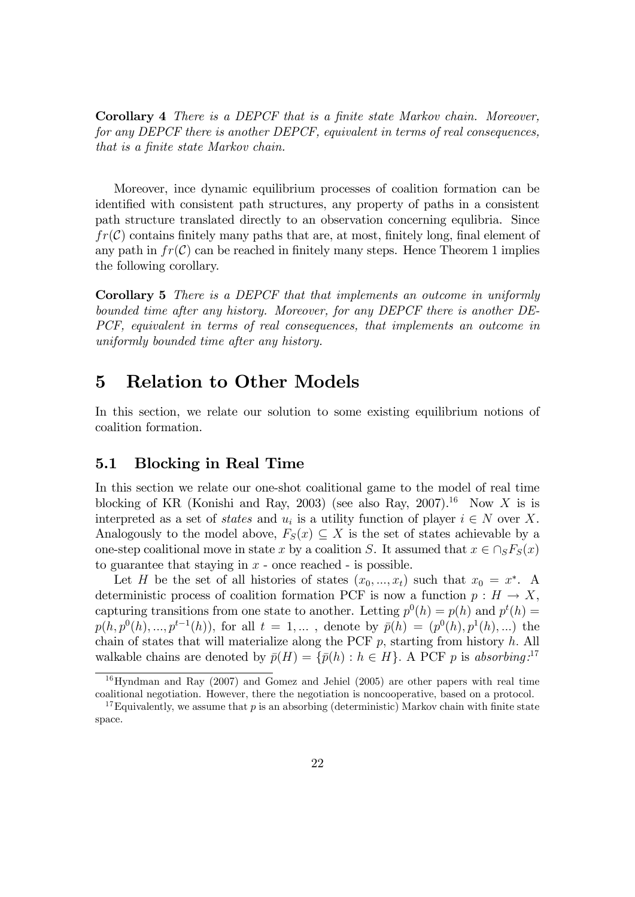**Corollary 4** *There is a DEPCF that is a finite state Markov chain. Moreover, for any DEPCF there is another DEPCF, equivalent in terms of real consequences, that is a finite state Markov chain.*

Moreover, ince dynamic equilibrium processes of coalition formation can be identified with consistent path structures, any property of paths in a consistent path structure translated directly to an observation concerning equlibria. Since $fr(\mathcal{C})$ contains finitely many paths that are, at most, finitely long, final element of any path in $fr(\mathcal{C})$ can be reached in finitely many steps. Hence Theorem 1 implies the following corollary.

**Corollary 5** *There is a DEPCF that that implements an outcome in uniformly bounded time after any history. Moreover, for any DEPCF there is another DEPCF, equivalent in terms of real consequences, that implements an outcome in uniformly bounded time after any history.*

# 5 Relation to Other Models

In this section, we relate our solution to some existing equilibrium notions of coalition formation.

## 5.1 Blocking in Real Time

In this section we relate our one-shot coalitional game to the model of real time blocking of KR (Konishi and Ray, 2003) (see also Ray, 2007).[16] Now $X$ is is interpreted as a set of *states* and $u_i$ is a utility function of player $i \in N$ over $X$. Analogously to the model above, $F_S(x) \subseteq X$ is the set of states achievable by a one-step coalitional move in state $x$ by a coalition $S$. It assumed that $x \in \cap_S F_S(x)$ to guarantee that staying in $x$ - once reached - is possible.

Let $H$ be the set of all histories of states $(x_0, ..., x_t)$ such that $x_0 = x^*$. A deterministic process of coalition formation PCF is now a function $p : H \to X$, capturing transitions from one state to another. Letting $p^0(h) = p(h)$ and $p^t(h) = p(h, p^0(h), ..., p^{t-1}(h))$, for all $t = 1, ...$ , denote by $\bar{p}(h) = (p^0(h), p^1(h), ...)$ the chain of states that will materialize along the PCF $p$, starting from history $h$. All walkable chains are denoted by $\bar{p}(H) = \{\bar{p}(h) : h \in H\}$. A PCF $p$ is *absorbing*:[17]

[16] Hyndman and Ray (2007) and Gomez and Jehiel (2005) are other papers with real time coalitional negotiation. However, there the negotiation is noncooperative, based on a protocol.

[17] Equivalently, we assume that $p$ is an absorbing (deterministic) Markov chain with finite state space.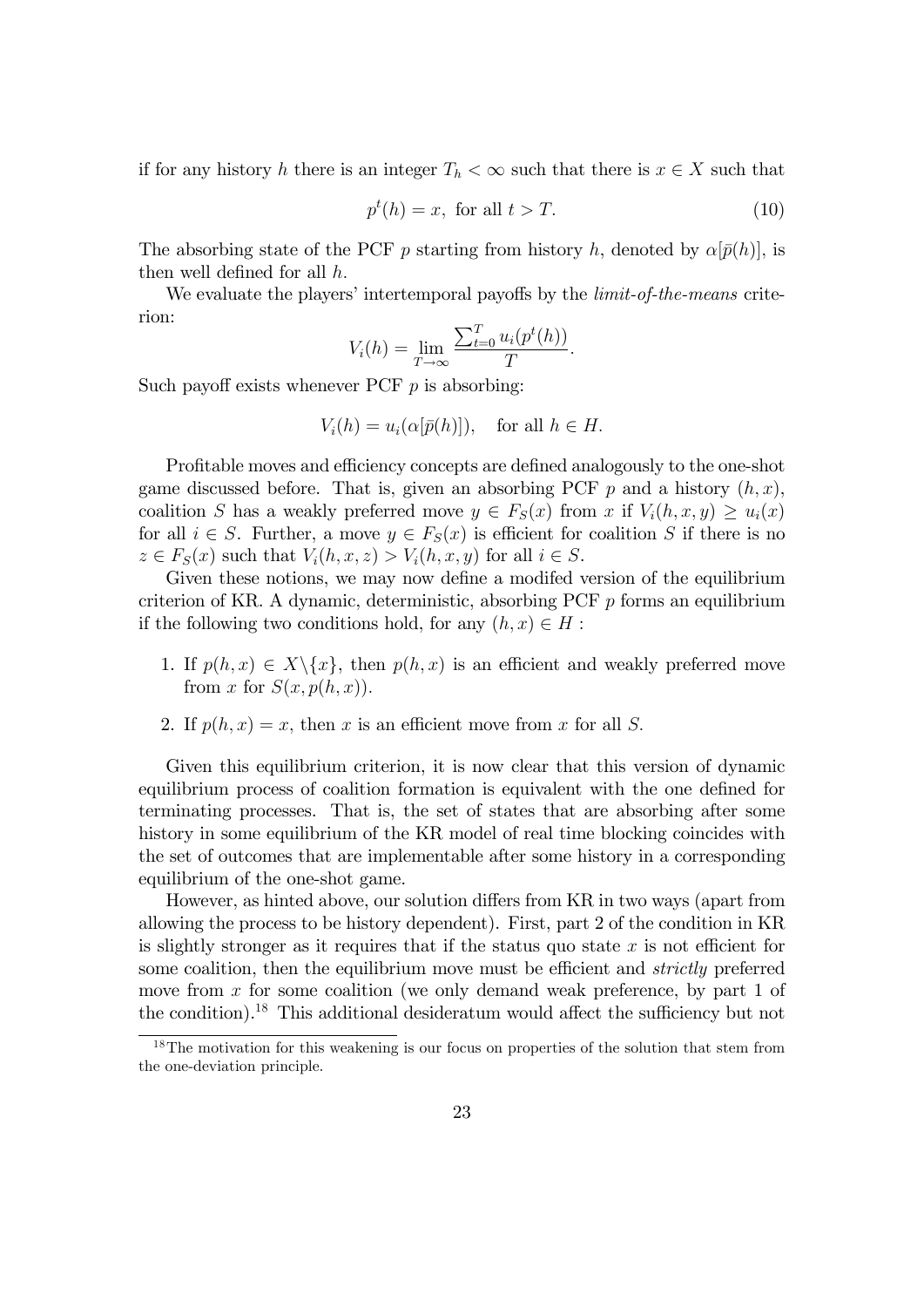if for any history $h$ there is an integer $T_h < \infty$ such that there is $x \in X$ such that

$$p^t(h) = x, \text{ for all } t > T. \tag{10}$$

The absorbing state of the PCF $p$ starting from history $h$, denoted by $\alpha[\bar{p}(h)]$, is then well defined for all $h$.

We evaluate the players' intertemporal payoffs by the *limit-of-the-means* criterion:

$$V_i(h) = \lim_{T \to \infty} \frac{\sum_{t=0}^{T} u_i(p^t(h))}{T}.$$

Such payoff exists whenever PCF $p$ is absorbing:

$$V_i(h) = u_i(\alpha[\bar{p}(h)]), \quad \text{for all } h \in H.$$

Profitable moves and efficiency concepts are defined analogously to the one-shot game discussed before. That is, given an absorbing PCF $p$ and a history $(h, x)$, coalition $S$ has a weakly preferred move $y \in F_S(x)$ from $x$ if $V_i(h, x, y) \geq u_i(x)$ for all $i \in S$. Further, a move $y \in F_S(x)$ is efficient for coalition $S$ if there is no $z \in F_S(x)$ such that $V_i(h, x, z) > V_i(h, x, y)$ for all $i \in S$.

Given these notions, we may now define a modifed version of the equilibrium criterion of KR. A dynamic, deterministic, absorbing PCF $p$ forms an equilibrium if the following two conditions hold, for any $(h, x) \in H$ :

1. If $p(h, x) \in X \backslash \{x\}$, then $p(h, x)$ is an efficient and weakly preferred move from $x$ for $S(x, p(h, x))$.
2. If $p(h, x) = x$, then $x$ is an efficient move from $x$ for all $S$.

Given this equilibrium criterion, it is now clear that this version of dynamic equilibrium process of coalition formation is equivalent with the one defined for terminating processes. That is, the set of states that are absorbing after some history in some equilibrium of the KR model of real time blocking coincides with the set of outcomes that are implementable after some history in a corresponding equilibrium of the one-shot game.

However, as hinted above, our solution differs from KR in two ways (apart from allowing the process to be history dependent). First, part 2 of the condition in KR is slightly stronger as it requires that if the status quo state $x$ is not efficient for some coalition, then the equilibrium move must be efficient and *strictly* preferred move from $x$ for some coalition (we only demand weak preference, by part 1 of the condition).[18] This additional desideratum would affect the sufficiency but not

[18] The motivation for this weakening is our focus on properties of the solution that stem from the one-deviation principle.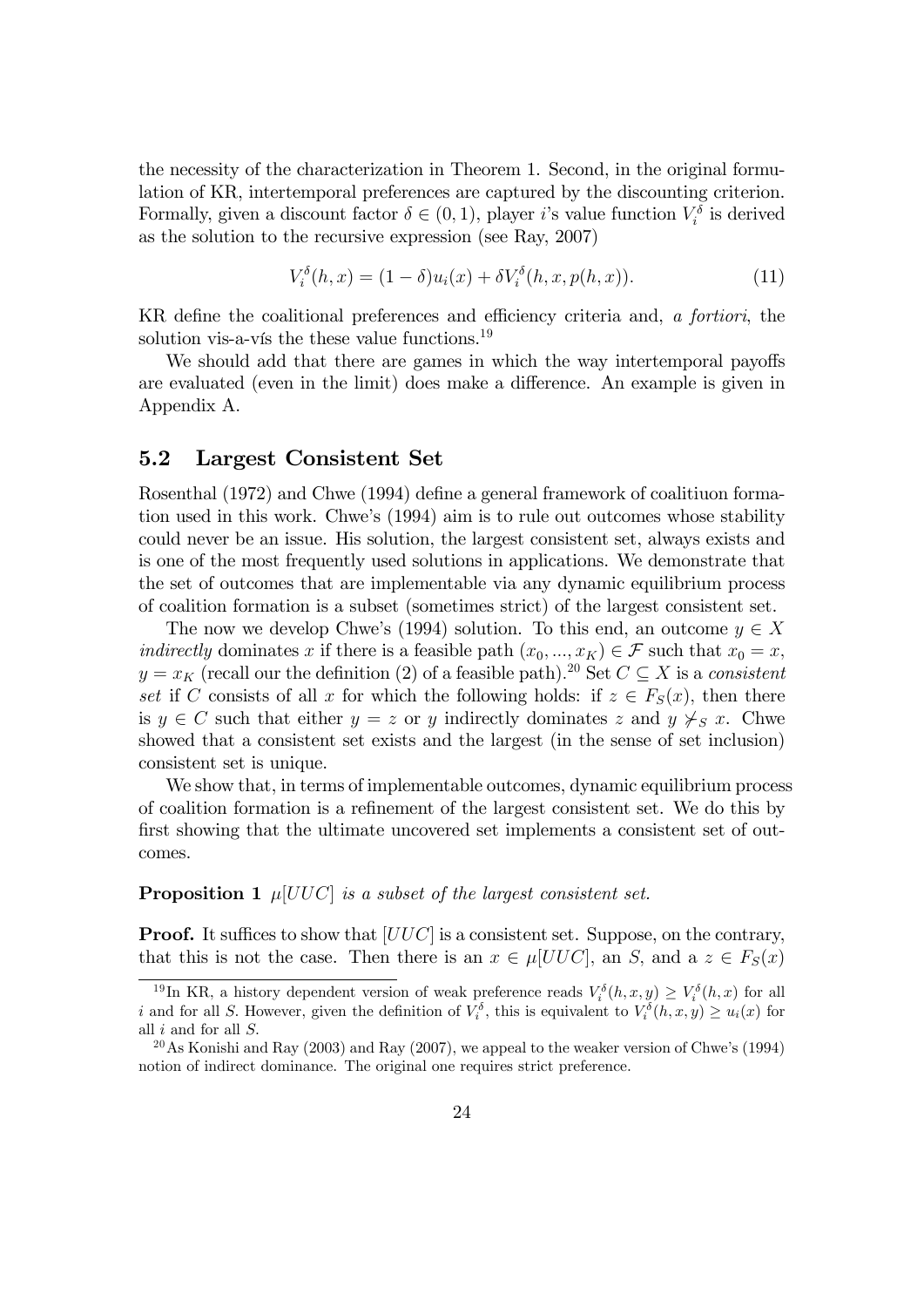the necessity of the characterization in Theorem 1. Second, in the original formulation of KR, intertemporal preferences are captured by the discounting criterion. Formally, given a discount factor $\delta \in (0, 1)$, player $i$'s value function $V_i^\delta$ is derived as the solution to the recursive expression (see Ray, 2007)

$$V_i^\delta(h, x) = (1 - \delta)u_i(x) + \delta V_i^\delta(h, x, p(h, x)). \tag{11}$$

KR define the coalitional preferences and efficiency criteria and, *a fortiori*, the solution vis-a-vís the these value functions.[19]

We should add that there are games in which the way intertemporal payoffs are evaluated (even in the limit) does make a difference. An example is given in Appendix A.

## 5.2 Largest Consistent Set

Rosenthal (1972) and Chwe (1994) define a general framework of coalitiuon formation used in this work. Chwe's (1994) aim is to rule out outcomes whose stability could never be an issue. His solution, the largest consistent set, always exists and is one of the most frequently used solutions in applications. We demonstrate that the set of outcomes that are implementable via any dynamic equilibrium process of coalition formation is a subset (sometimes strict) of the largest consistent set.

The now we develop Chwe's (1994) solution. To this end, an outcome $y \in X$ *indirectly* dominates $x$ if there is a feasible path $(x_0, ..., x_K) \in \mathcal{F}$ such that $x_0 = x$, $y = x_K$ (recall our the definition (2) of a feasible path).[20] Set $C \subseteq X$ is a *consistent set* if $C$ consists of all $x$ for which the following holds: if $z \in F_S(x)$, then there is $y \in C$ such that either $y = z$ or $y$ indirectly dominates $z$ and $y \not\succ_S x$. Chwe showed that a consistent set exists and the largest (in the sense of set inclusion) consistent set is unique.

We show that, in terms of implementable outcomes, dynamic equilibrium process of coalition formation is a refinement of the largest consistent set. We do this by first showing that the ultimate uncovered set implements a consistent set of outcomes.

**Proposition 1** *$\mu[UUC]$ is a subset of the largest consistent set.*

**Proof.** It suffices to show that $[UUC]$ is a consistent set. Suppose, on the contrary, that this is not the case. Then there is an $x \in \mu[UUC]$, an $S$, and a $z \in F_S(x)$

[19] In KR, a history dependent version of weak preference reads $V_i^\delta(h, x, y) \geq V_i^\delta(h, x)$ for all $i$ and for all $S$. However, given the definition of $V_i^\delta$, this is equivalent to $V_i^\delta(h, x, y) \geq u_i(x)$ for all $i$ and for all $S$.

[20] As Konishi and Ray (2003) and Ray (2007), we appeal to the weaker version of Chwe's (1994) notion of indirect dominance. The original one requires strict preference.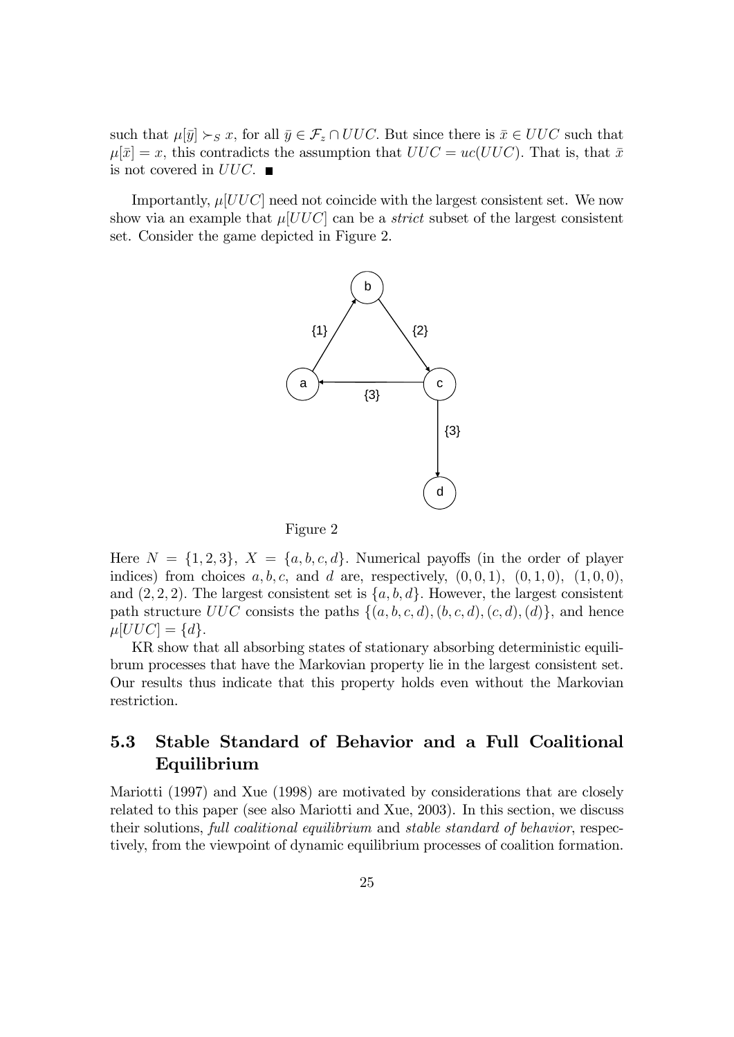such that $\mu[\bar{y}] \succ_S x$, for all $\bar{y} \in \mathcal{F}_z \cap UUC$. But since there is $\bar{x} \in UUC$ such that $\mu[\bar{x}] = x$, this contradicts the assumption that $UUC = uc(UUC)$. That is, that $\bar{x}$ is not covered in $UUC$. ■

Importantly, $\mu[UUC]$ need not coincide with the largest consistent set. We now show via an example that $\mu[UUC]$ can be a *strict* subset of the largest consistent set. Consider the game depicted in Figure 2.

Figure 2

Here $N = \{1, 2, 3\}$, $X = \{a, b, c, d\}$. Numerical payoffs (in the order of player indices) from choices $a, b, c$, and $d$ are, respectively, $(0, 0, 1)$, $(0, 1, 0)$, $(1, 0, 0)$, and $(2, 2, 2)$. The largest consistent set is $\{a, b, d\}$. However, the largest consistent path structure $UUC$ consists the paths $\{(a, b, c, d), (b, c, d), (c, d), (d)\}$, and hence $\mu[UUC] = \{d\}$.

KR show that all absorbing states of stationary absorbing deterministic equilibrium processes that have the Markovian property lie in the largest consistent set. Our results thus indicate that this property holds even without the Markovian restriction.

## 5.3 Stable Standard of Behavior and a Full Coalitional Equilibrium

Mariotti (1997) and Xue (1998) are motivated by considerations that are closely related to this paper (see also Mariotti and Xue, 2003). In this section, we discuss their solutions, *full coalitional equilibrium* and *stable standard of behavior*, respectively, from the viewpoint of dynamic equilibrium processes of coalition formation.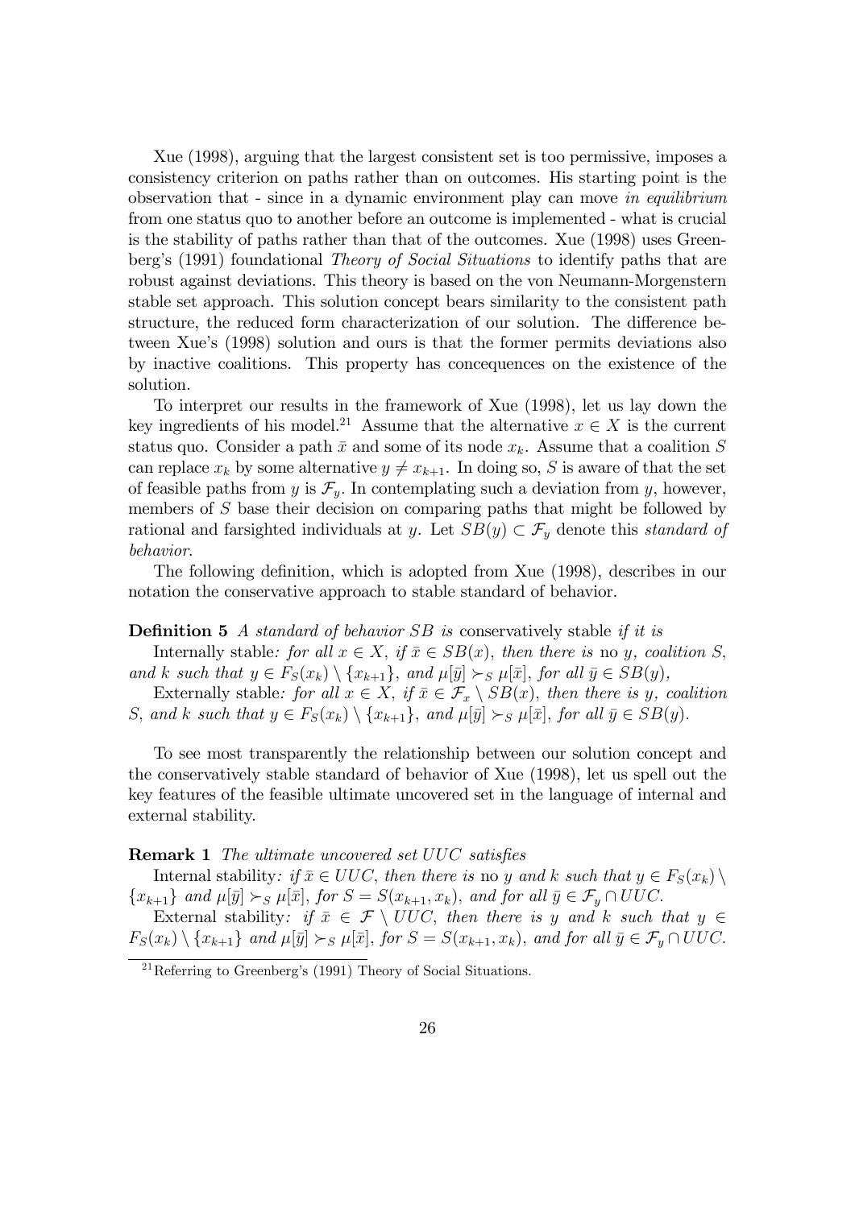Xue (1998), arguing that the largest consistent set is too permissive, imposes a consistency criterion on paths rather than on outcomes. His starting point is the observation that - since in a dynamic environment play can move *in equilibrium* from one status quo to another before an outcome is implemented - what is crucial is the stability of paths rather than that of the outcomes. Xue (1998) uses Greenberg's (1991) foundational *Theory of Social Situations* to identify paths that are robust against deviations. This theory is based on the von Neumann-Morgenstern stable set approach. This solution concept bears similarity to the consistent path structure, the reduced form characterization of our solution. The difference between Xue's (1998) solution and ours is that the former permits deviations also by inactive coalitions. This property has concequences on the existence of the solution.

To interpret our results in the framework of Xue (1998), let us lay down the key ingredients of his model.[21] Assume that the alternative $x \in X$ is the current status quo. Consider a path $\bar{x}$ and some of its node $x_k$. Assume that a coalition $S$ can replace $x_k$ by some alternative $y \neq x_{k+1}$. In doing so, $S$ is aware of that the set of feasible paths from $y$ is $\mathcal{F}_y$. In contemplating such a deviation from $y$, however, members of $S$ base their decision on comparing paths that might be followed by rational and farsighted individuals at $y$. Let $SB(y) \subset \mathcal{F}_y$ denote this *standard of behavior*.

The following definition, which is adopted from Xue (1998), describes in our notation the conservative approach to stable standard of behavior.

**Definition 5** *A standard of behavior $SB$ is* conservatively stable *if it is*

Internally stable*: for all $x \in X$, if $\bar{x} \in SB(x)$, then there is* no *$y$, coalition $S$, and $k$ such that $y \in F_S(x_k) \setminus \{x_{k+1}\}$, and $\mu[\bar{y}] \succ_S \mu[\bar{x}]$, for all $\bar{y} \in SB(y)$,*

External stable*: for all $x \in X$, if $\bar{x} \in \mathcal{F}_x \setminus SB(x)$, then there is $y$, coalition $S$, and $k$ such that $y \in F_S(x_k) \setminus \{x_{k+1}\}$, and $\mu[\bar{y}] \succ_S \mu[\bar{x}]$, for all $\bar{y} \in SB(y)$.*

To see most transparently the relationship between our solution concept and the conservatively stable standard of behavior of Xue (1998), let us spell out the key features of the feasible ultimate uncovered set in the language of internal and external stability.

**Remark 1** *The ultimate uncovered set $UUC$ satisfies*

Internal stability*: if $\bar{x} \in UUC$, then there is* no *$y$ and $k$ such that $y \in F_S(x_k) \setminus \{x_{k+1}\}$ and $\mu[\bar{y}] \succ_S \mu[\bar{x}]$, for $S = S(x_{k+1}, x_k)$, and for all $\bar{y} \in \mathcal{F}_y \cap UUC$.*

External stability*: if $\bar{x} \in \mathcal{F} \setminus UUC$, then there is $y$ and $k$ such that $y \in F_S(x_k) \setminus \{x_{k+1}\}$ and $\mu[\bar{y}] \succ_S \mu[\bar{x}]$, for $S = S(x_{k+1}, x_k)$, and for all $\bar{y} \in \mathcal{F}_y \cap UUC$.*

[21] Referring to Greenberg's (1991) Theory of Social Situations.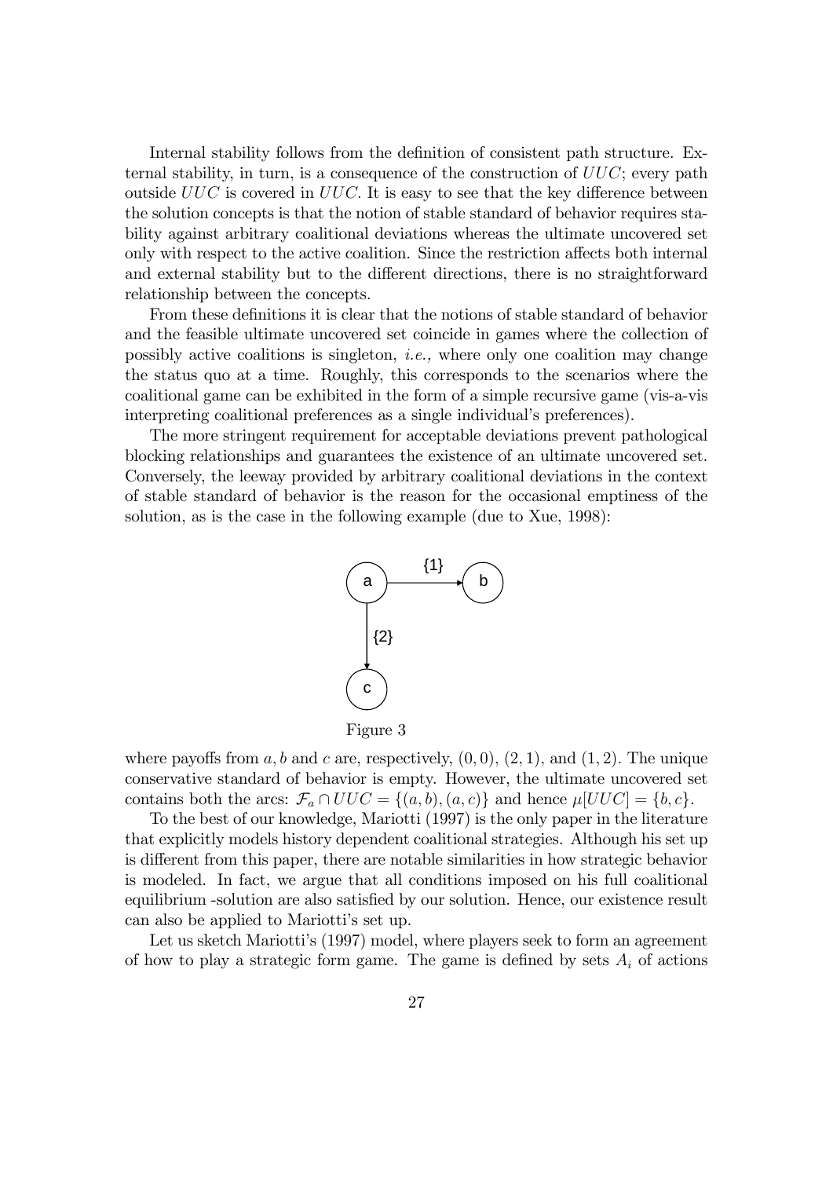Internal stability follows from the definition of consistent path structure. External stability, in turn, is a consequence of the construction of $UUC$; every path outside $UUC$ is covered in $UUC$. It is easy to see that the key difference between the solution concepts is that the notion of stable standard of behavior requires stability against arbitrary coalitional deviations whereas the ultimate uncovered set only with respect to the active coalition. Since the restriction affects both internal and external stability but to the different directions, there is no straightforward relationship between the concepts.

From these definitions it is clear that the notions of stable standard of behavior and the feasible ultimate uncovered set coincide in games where the collection of possibly active coalitions is singleton, *i.e.,* where only one coalition may change the status quo at a time. Roughly, this corresponds to the scenarios where the coalitional game can be exhibited in the form of a simple recursive game (vis-a-vis interpreting coalitional preferences as a single individual's preferences).

The more stringent requirement for acceptable deviations prevent pathological blocking relationships and guarantees the existence of an ultimate uncovered set. Conversely, the leeway provided by arbitrary coalitional deviations in the context of stable standard of behavior is the reason for the occasional emptiness of the solution, as is the case in the following example (due to Xue, 1998):

Figure 3

where payoffs from $a, b$ and $c$ are, respectively, $(0, 0)$, $(2, 1)$, and $(1, 2)$. The unique conservative standard of behavior is empty. However, the ultimate uncovered set contains both the arcs: $\mathcal{F}_a \cap UUC = \{(a, b), (a, c)\}$ and hence $\mu[UUC] = \{b, c\}$.

To the best of our knowledge, Mariotti (1997) is the only paper in the literature that explicitly models history dependent coalitional strategies. Although his set up is different from this paper, there are notable similarities in how strategic behavior is modeled. In fact, we argue that all conditions imposed on his full coalitional equilibrium -solution are also satisfied by our solution. Hence, our existence result can also be applied to Mariotti's set up.

Let us sketch Mariotti's (1997) model, where players seek to form an agreement of how to play a strategic form game. The game is defined by sets $A_i$ of actions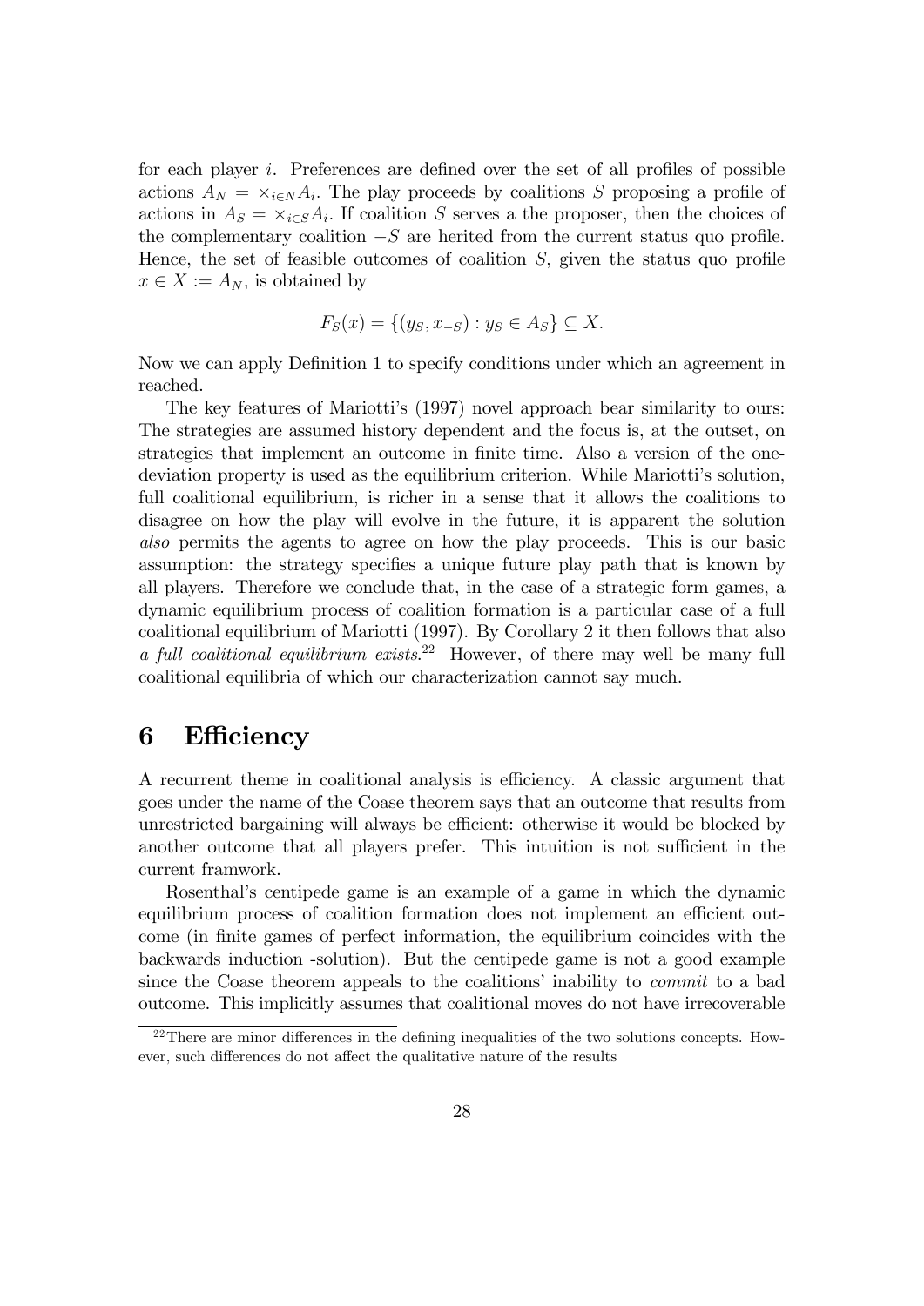for each player $i$. Preferences are defined over the set of all profiles of possible actions $A_N = \times_{i \in N} A_i$. The play proceeds by coalitions $S$ proposing a profile of actions in $A_S = \times_{i \in S} A_i$. If coalition $S$ serves a the proposer, then the choices of the complementary coalition $-S$ are herited from the current status quo profile. Hence, the set of feasible outcomes of coalition $S$, given the status quo profile $x \in X := A_N$, is obtained by

$$F_S(x) = \{(y_S, x_{-S}) : y_S \in A_S\} \subseteq X.$$

Now we can apply Definition 1 to specify conditions under which an agreement in reached.

The key features of Mariotti's (1997) novel approach bear similarity to ours: The strategies are assumed history dependent and the focus is, at the outset, on strategies that implement an outcome in finite time. Also a version of the one-deviation property is used as the equilibrium criterion. While Mariotti's solution, full coalitional equilibrium, is richer in a sense that it allows the coalitions to disagree on how the play will evolve in the future, it is apparent the solution *also* permits the agents to agree on how the play proceeds. This is our basic assumption: the strategy specifies a unique future play path that is known by all players. Therefore we conclude that, in the case of a strategic form games, a dynamic equilibrium process of coalition formation is a particular case of a full coalitional equilibrium of Mariotti (1997). By Corollary 2 it then follows that also *a full coalitional equilibrium exists*.[22] However, of there may well be many full coalitional equilibria of which our characterization cannot say much.

# 6 Efficiency

A recurrent theme in coalitional analysis is efficiency. A classic argument that goes under the name of the Coase theorem says that an outcome that results from unrestricted bargaining will always be efficient: otherwise it would be blocked by another outcome that all players prefer. This intuition is not sufficient in the current framwork.

Rosenthal's centipede game is an example of a game in which the dynamic equilibrium process of coalition formation does not implement an efficient outcome (in finite games of perfect information, the equilibrium coincides with the backwards induction -solution). But the centipede game is not a good example since the Coase theorem appeals to the coalitions' inability to *commit* to a bad outcome. This implicitly assumes that coalitional moves do not have irrecoverable

[22] There are minor differences in the defining inequalities of the two solutions concepts. However, such differences do not affect the qualitative nature of the results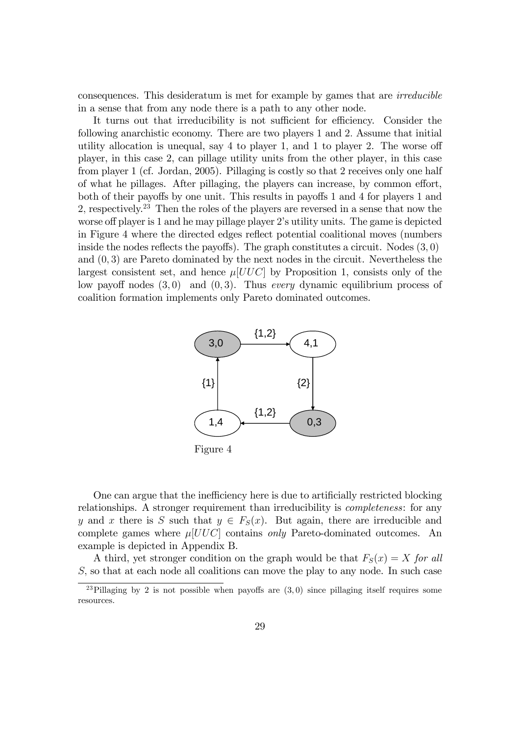consequences. This desideratum is met for example by games that are *irreducible* in a sense that from any node there is a path to any other node.

It turns out that irreducibility is not sufficient for efficiency. Consider the following anarchistic economy. There are two players 1 and 2. Assume that initial utility allocation is unequal, say 4 to player 1, and 1 to player 2. The worse off player, in this case 2, can pillage utility units from the other player, in this case from player 1 (cf. Jordan, 2005). Pillaging is costly so that 2 receives only one half of what he pillages. After pillaging, the players can increase, by common effort, both of their payoffs by one unit. This results in payoffs 1 and 4 for players 1 and 2, respectively.[23] Then the roles of the players are reversed in a sense that now the worse off player is 1 and he may pillage player 2's utility units. The game is depicted in Figure 4 where the directed edges reflect potential coalitional moves (numbers inside the nodes reflects the payoffs). The graph constitutes a circuit. Nodes $(3,0)$ and $(0,3)$ are Pareto dominated by the next nodes in the circuit. Nevertheless the largest consistent set, and hence $\mu[UUC]$ by Proposition 1, consists only of the low payoff nodes $(3,0)$ and $(0,3)$. Thus *every* dynamic equilibrium process of coalition formation implements only Pareto dominated outcomes.

Figure 4

One can argue that the inefficiency here is due to artificially restricted blocking relationships. A stronger requirement than irreducibility is *completeness*: for any $y$ and $x$ there is $S$ such that $y \in F_S(x)$. But again, there are irreducible and complete games where $\mu[UUC]$ contains *only* Pareto-dominated outcomes. An example is depicted in Appendix B.

A third, yet stronger condition on the graph would be that $F_S(x) = X$ *for all* $S$, so that at each node all coalitions can move the play to any node. In such case

[23] Pillaging by 2 is not possible when payoffs are $(3,0)$ since pillaging itself requires some resources.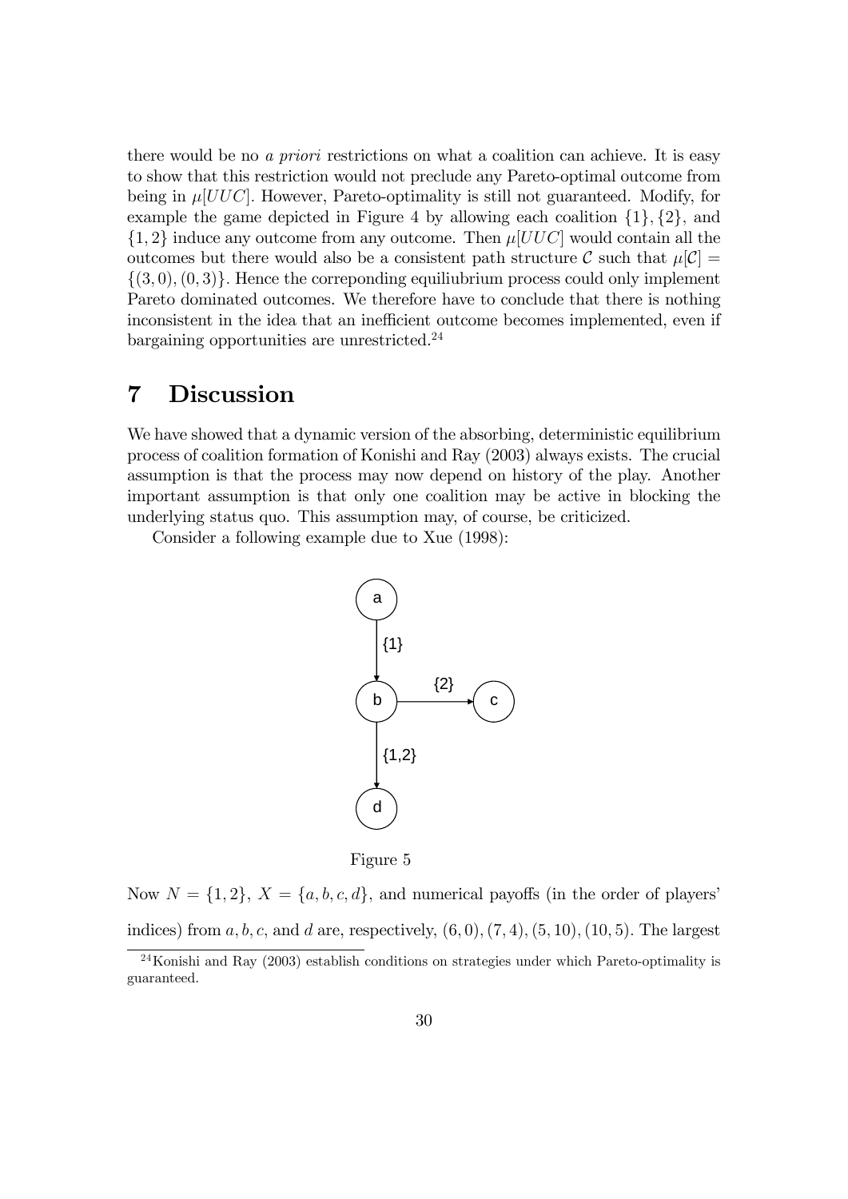there would be no *a priori* restrictions on what a coalition can achieve. It is easy to show that this restriction would not preclude any Pareto-optimal outcome from being in $\mu[UUC]$. However, Pareto-optimality is still not guaranteed. Modify, for example the game depicted in Figure 4 by allowing each coalition $\{1\}, \{2\}$, and $\{1,2\}$ induce any outcome from any outcome. Then $\mu[UUC]$ would contain all the outcomes but there would also be a consistent path structure $\mathcal{C}$ such that $\mu[\mathcal{C}] = \{(3,0),(0,3)\}$. Hence the correponding equiliubrium process could only implement Pareto dominated outcomes. We therefore have to conclude that there is nothing inconsistent in the idea that an inefficient outcome becomes implemented, even if bargaining opportunities are unrestricted.[24]

# 7 Discussion

We have showed that a dynamic version of the absorbing, deterministic equilibrium process of coalition formation of Konishi and Ray (2003) always exists. The crucial assumption is that the process may now depend on history of the play. Another important assumption is that only one coalition may be active in blocking the underlying status quo. This assumption may, of course, be criticized.

Consider a following example due to Xue (1998):

Figure 5

Now $N = \{1,2\}$, $X = \{a,b,c,d\}$, and numerical payoffs (in the order of players' indices) from $a, b, c$, and $d$ are, respectively, $(6,0), (7,4), (5,10), (10,5)$. The largest

[24] Konishi and Ray (2003) establish conditions on strategies under which Pareto-optimality is guaranteed.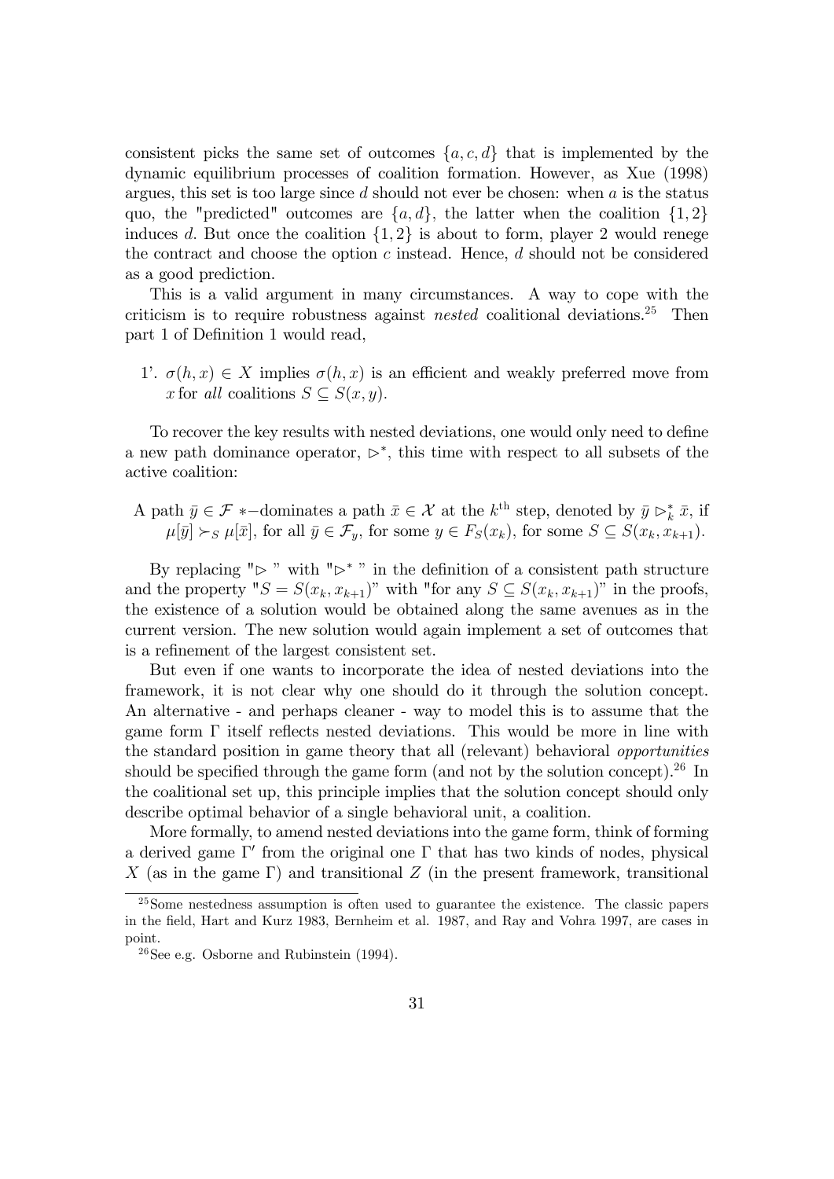consistent picks the same set of outcomes $\{a, c, d\}$ that is implemented by the dynamic equilibrium processes of coalition formation. However, as Xue (1998) argues, this set is too large since $d$ should not ever be chosen: when $a$ is the status quo, the "predicted" outcomes are $\{a, d\}$, the latter when the coalition $\{1, 2\}$ induces $d$. But once the coalition $\{1, 2\}$ is about to form, player 2 would renege the contract and choose the option $c$ instead. Hence, $d$ should not be considered as a good prediction.

This is a valid argument in many circumstances. A way to cope with the criticism is to require robustness against *nested* coalitional deviations.[25] Then part 1 of Definition 1 would read,

1'. $\sigma(h, x) \in X$ implies $\sigma(h, x)$ is an efficient and weakly preferred move from $x$ for *all* coalitions $S \subseteq S(x, y)$.

To recover the key results with nested deviations, one would only need to define a new path dominance operator, $\rhd^*$, this time with respect to all subsets of the active coalition:

A path $\bar{y} \in \mathcal{F}$ $*-$dominates a path $\bar{x} \in \mathcal{X}$ at the $k^{\text{th}}$ step, denoted by $\bar{y} \rhd_k^* \bar{x}$, if $\mu[\bar{y}] \succ_S \mu[\bar{x}]$, for all $\bar{y} \in \mathcal{F}_y$, for some $y \in F_S(x_k)$, for some $S \subseteq S(x_k, x_{k+1})$.

By replacing "$\rhd$ " with "$\rhd^*$ " in the definition of a consistent path structure and the property "$S = S(x_k, x_{k+1})$" with "for any $S \subseteq S(x_k, x_{k+1})$" in the proofs, the existence of a solution would be obtained along the same avenues as in the current version. The new solution would again implement a set of outcomes that is a refinement of the largest consistent set.

But even if one wants to incorporate the idea of nested deviations into the framework, it is not clear why one should do it through the solution concept. An alternative - and perhaps cleaner - way to model this is to assume that the game form $\Gamma$ itself reflects nested deviations. This would be more in line with the standard position in game theory that all (relevant) behavioral *opportunities* should be specified through the game form (and not by the solution concept).[26] In the coalitional set up, this principle implies that the solution concept should only describe optimal behavior of a single behavioral unit, a coalition.

More formally, to amend nested deviations into the game form, think of forming a derived game $\Gamma'$ from the original one $\Gamma$ that has two kinds of nodes, physical $X$ (as in the game $\Gamma$) and transitional $Z$ (in the present framework, transitional

[25] Some nestedness assumption is often used to guarantee the existence. The classic papers in the field, Hart and Kurz 1983, Bernheim et al. 1987, and Ray and Vohra 1997, are cases in point.

[26] See e.g. Osborne and Rubinstein (1994).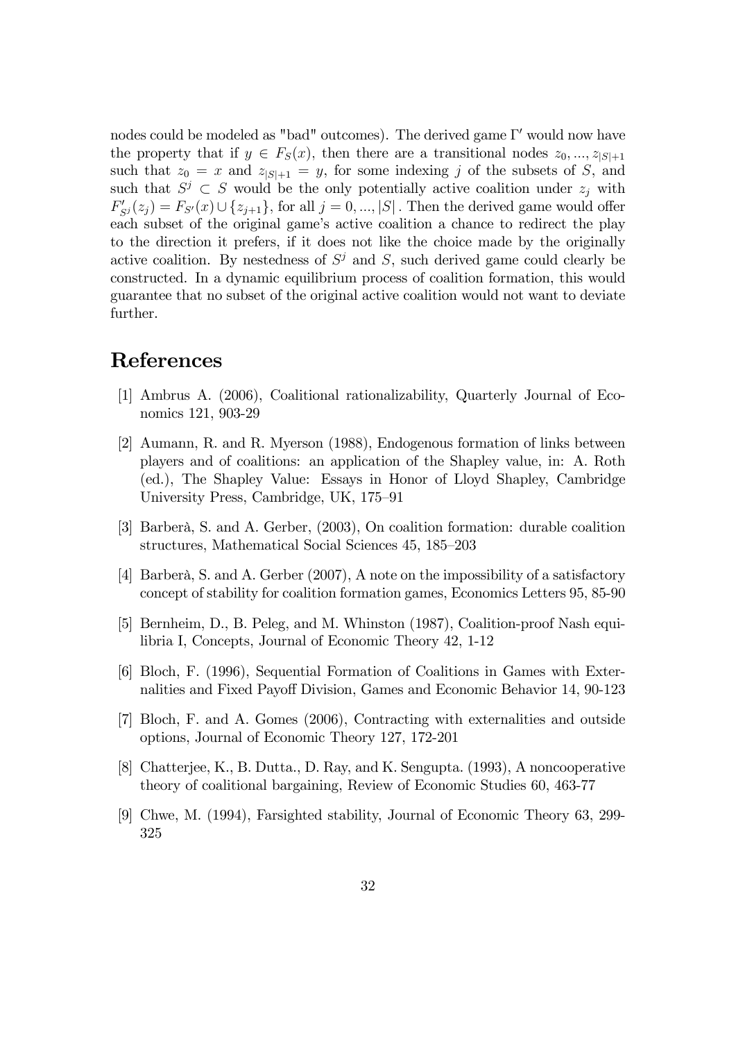nodes could be modeled as "bad" outcomes). The derived game $\Gamma'$ would now have the property that if $y \in F_S(x)$, then there are a transitional nodes $z_0, ..., z_{|S|+1}$ such that $z_0 = x$ and $z_{|S|+1} = y$, for some indexing $j$ of the subsets of $S$, and such that $S^j \subset S$ would be the only potentially active coalition under $z_j$ with $F'_{S^j}(z_j) = F_{S'}(x) \cup \{z_{j+1}\}$, for all $j = 0, ..., |S|$. Then the derived game would offer each subset of the original game's active coalition a chance to redirect the play to the direction it prefers, if it does not like the choice made by the originally active coalition. By nestedness of $S^j$ and $S$, such derived game could clearly be constructed. In a dynamic equilibrium process of coalition formation, this would guarantee that no subset of the original active coalition would not want to deviate further.

# References

[1] Ambrus A. (2006), Coalitional rationalizability, Quarterly Journal of Economics 121, 903-29

[2] Aumann, R. and R. Myerson (1988), Endogenous formation of links between players and of coalitions: an application of the Shapley value, in: A. Roth (ed.), The Shapley Value: Essays in Honor of Lloyd Shapley, Cambridge University Press, Cambridge, UK, 175–91

[3] Barberà, S. and A. Gerber, (2003), On coalition formation: durable coalition structures, Mathematical Social Sciences 45, 185–203

[4] Barberà, S. and A. Gerber (2007), A note on the impossibility of a satisfactory concept of stability for coalition formation games, Economics Letters 95, 85-90

[5] Bernheim, D., B. Peleg, and M. Whinston (1987), Coalition-proof Nash equilibria I, Concepts, Journal of Economic Theory 42, 1-12

[6] Bloch, F. (1996), Sequential Formation of Coalitions in Games with Externalities and Fixed Payoff Division, Games and Economic Behavior 14, 90-123

[7] Bloch, F. and A. Gomes (2006), Contracting with externalities and outside options, Journal of Economic Theory 127, 172-201

[8] Chatterjee, K., B. Dutta., D. Ray, and K. Sengupta. (1993), A noncooperative theory of coalitional bargaining, Review of Economic Studies 60, 463-77

[9] Chwe, M. (1994), Farsighted stability, Journal of Economic Theory 63, 299-325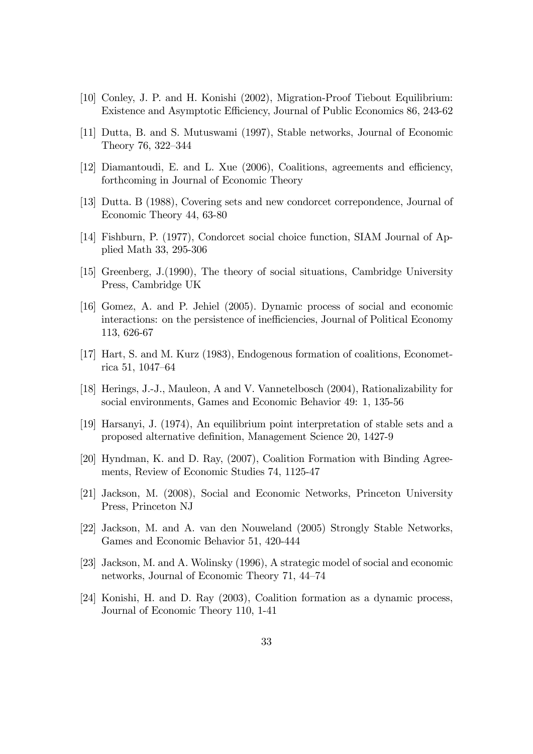[10] Conley, J. P. and H. Konishi (2002), Migration-Proof Tiebout Equilibrium: Existence and Asymptotic Efficiency, Journal of Public Economics 86, 243-62

[11] Dutta, B. and S. Mutuswami (1997), Stable networks, Journal of Economic Theory 76, 322–344

[12] Diamantoudi, E. and L. Xue (2006), Coalitions, agreements and efficiency, forthcoming in Journal of Economic Theory

[13] Dutta. B (1988), Covering sets and new condorcet correpondence, Journal of Economic Theory 44, 63-80

[14] Fishburn, P. (1977), Condorcet social choice function, SIAM Journal of Applied Math 33, 295-306

[15] Greenberg, J.(1990), The theory of social situations, Cambridge University Press, Cambridge UK

[16] Gomez, A. and P. Jehiel (2005). Dynamic process of social and economic interactions: on the persistence of inefficiencies, Journal of Political Economy 113, 626-67

[17] Hart, S. and M. Kurz (1983), Endogenous formation of coalitions, Econometrica 51, 1047–64

[18] Herings, J.-J., Mauleon, A and V. Vannetelbosch (2004), Rationalizability for social environments, Games and Economic Behavior 49: 1, 135-56

[19] Harsanyi, J. (1974), An equilibrium point interpretation of stable sets and a proposed alternative definition, Management Science 20, 1427-9

[20] Hyndman, K. and D. Ray, (2007), Coalition Formation with Binding Agreements, Review of Economic Studies 74, 1125-47

[21] Jackson, M. (2008), Social and Economic Networks, Princeton University Press, Princeton NJ

[22] Jackson, M. and A. van den Nouweland (2005) Strongly Stable Networks, Games and Economic Behavior 51, 420-444

[23] Jackson, M. and A. Wolinsky (1996), A strategic model of social and economic networks, Journal of Economic Theory 71, 44–74

[24] Konishi, H. and D. Ray (2003), Coalition formation as a dynamic process, Journal of Economic Theory 110, 1-41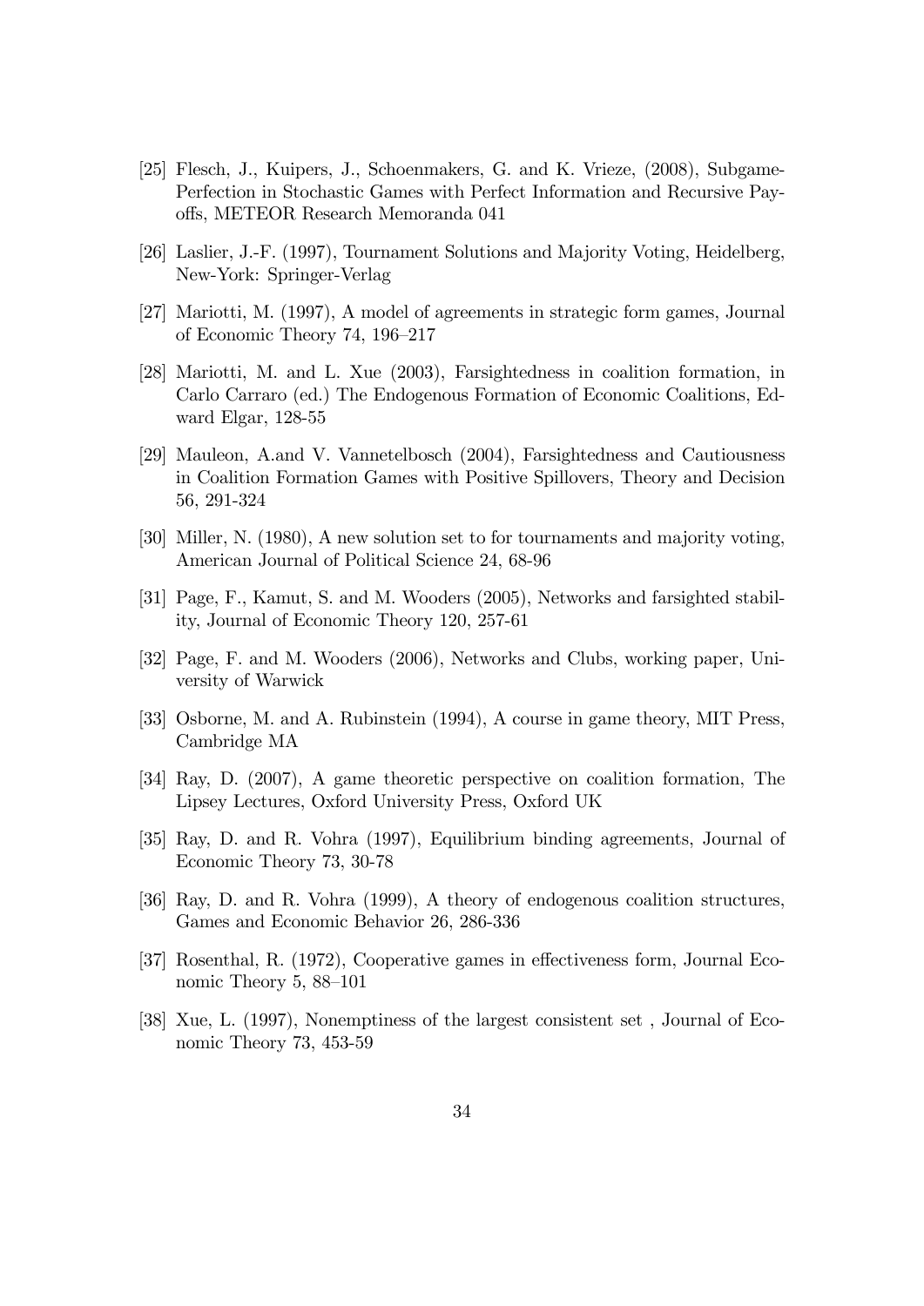[25] Flesch, J., Kuipers, J., Schoenmakers, G. and K. Vrieze, (2008), Subgame-Perfection in Stochastic Games with Perfect Information and Recursive Payoffs, METEOR Research Memoranda 041

[26] Laslier, J.-F. (1997), Tournament Solutions and Majority Voting, Heidelberg, New-York: Springer-Verlag

[27] Mariotti, M. (1997), A model of agreements in strategic form games, Journal of Economic Theory 74, 196–217

[28] Mariotti, M. and L. Xue (2003), Farsightedness in coalition formation, in Carlo Carraro (ed.) The Endogenous Formation of Economic Coalitions, Edward Elgar, 128-55

[29] Mauleon, A.and V. Vannetelbosch (2004), Farsightedness and Cautiousness in Coalition Formation Games with Positive Spillovers, Theory and Decision 56, 291-324

[30] Miller, N. (1980), A new solution set to for tournaments and majority voting, American Journal of Political Science 24, 68-96

[31] Page, F., Kamut, S. and M. Wooders (2005), Networks and farsighted stability, Journal of Economic Theory 120, 257-61

[32] Page, F. and M. Wooders (2006), Networks and Clubs, working paper, University of Warwick

[33] Osborne, M. and A. Rubinstein (1994), A course in game theory, MIT Press, Cambridge MA

[34] Ray, D. (2007), A game theoretic perspective on coalition formation, The Lipsey Lectures, Oxford University Press, Oxford UK

[35] Ray, D. and R. Vohra (1997), Equilibrium binding agreements, Journal of Economic Theory 73, 30-78

[36] Ray, D. and R. Vohra (1999), A theory of endogenous coalition structures, Games and Economic Behavior 26, 286-336

[37] Rosenthal, R. (1972), Cooperative games in effectiveness form, Journal Economic Theory 5, 88–101

[38] Xue, L. (1997), Nonemptiness of the largest consistent set , Journal of Economic Theory 73, 453-59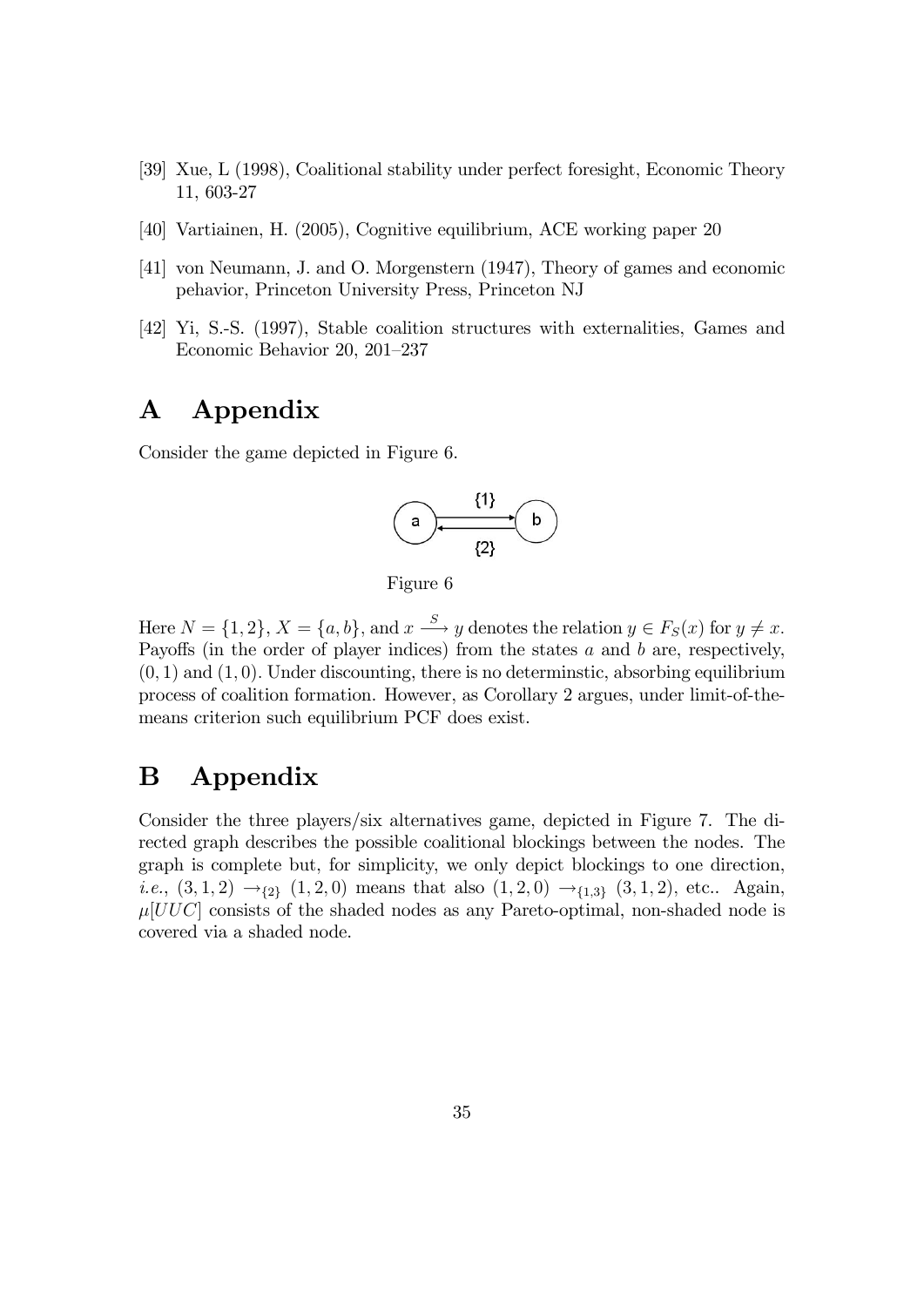[39] Xue, L (1998), Coalitional stability under perfect foresight, Economic Theory 11, 603-27

[40] Vartiainen, H. (2005), Cognitive equilibrium, ACE working paper 20

[41] von Neumann, J. and O. Morgenstern (1947), Theory of games and economic pehavior, Princeton University Press, Princeton NJ

[42] Yi, S.-S. (1997), Stable coalition structures with externalities, Games and Economic Behavior 20, 201–237

# A Appendix

Consider the game depicted in Figure 6.

Figure 6

Here $N = \{1, 2\}$, $X = \{a, b\}$, and $x \xrightarrow{S} y$ denotes the relation $y \in F_S(x)$ for $y \neq x$. Payoffs (in the order of player indices) from the states $a$ and $b$ are, respectively, $(0, 1)$ and $(1, 0)$. Under discounting, there is no determinstic, absorbing equilibrium process of coalition formation. However, as Corollary 2 argues, under limit-of-the-means criterion such equilibrium PCF does exist.

# B Appendix

Consider the three players/six alternatives game, depicted in Figure 7. The directed graph describes the possible coalitional blockings between the nodes. The graph is complete but, for simplicity, we only depict blockings to one direction, *i.e.*, $(3, 1, 2) \rightarrow_{\{2\}} (1, 2, 0)$ means that also $(1, 2, 0) \rightarrow_{\{1,3\}} (3, 1, 2)$, etc.. Again, $\mu[UUC]$ consists of the shaded nodes as any Pareto-optimal, non-shaded node is covered via a shaded node.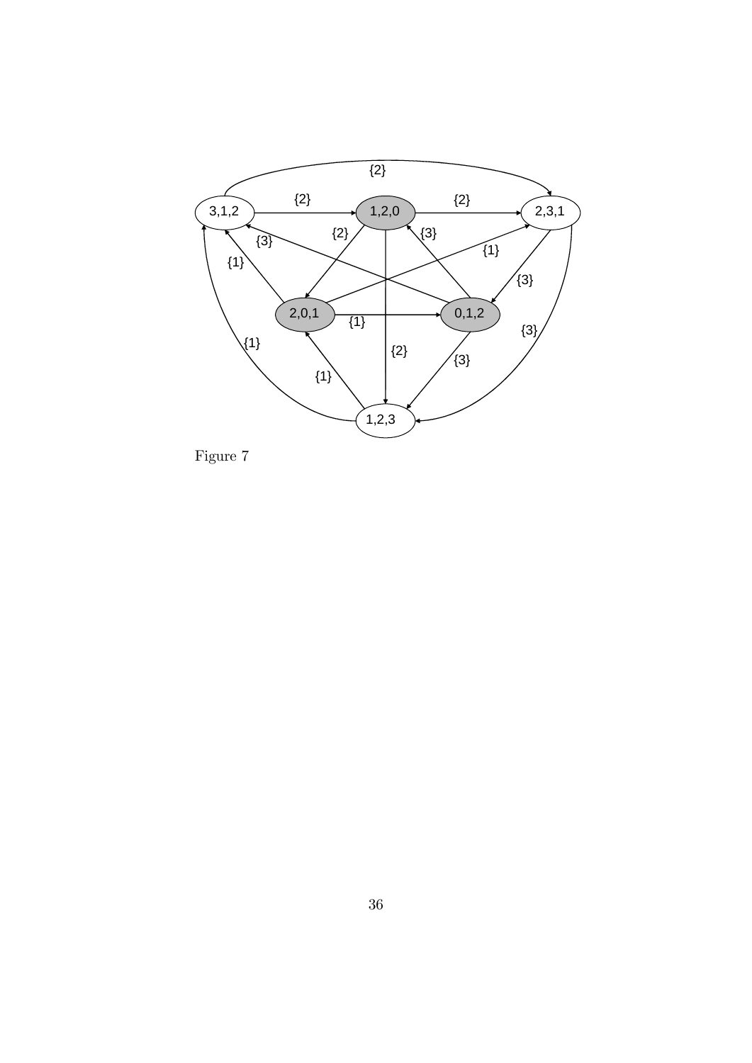3,1,2

1,2,0

2,3,1

2,0,1

0,1,2

1,2,3

{2}

{2}

{2}

{2}

{3}

{3}

{1}

{1}

{3}

{1}

{2}

{3}

{3}

{1}

{1}

{1}

Figure 7